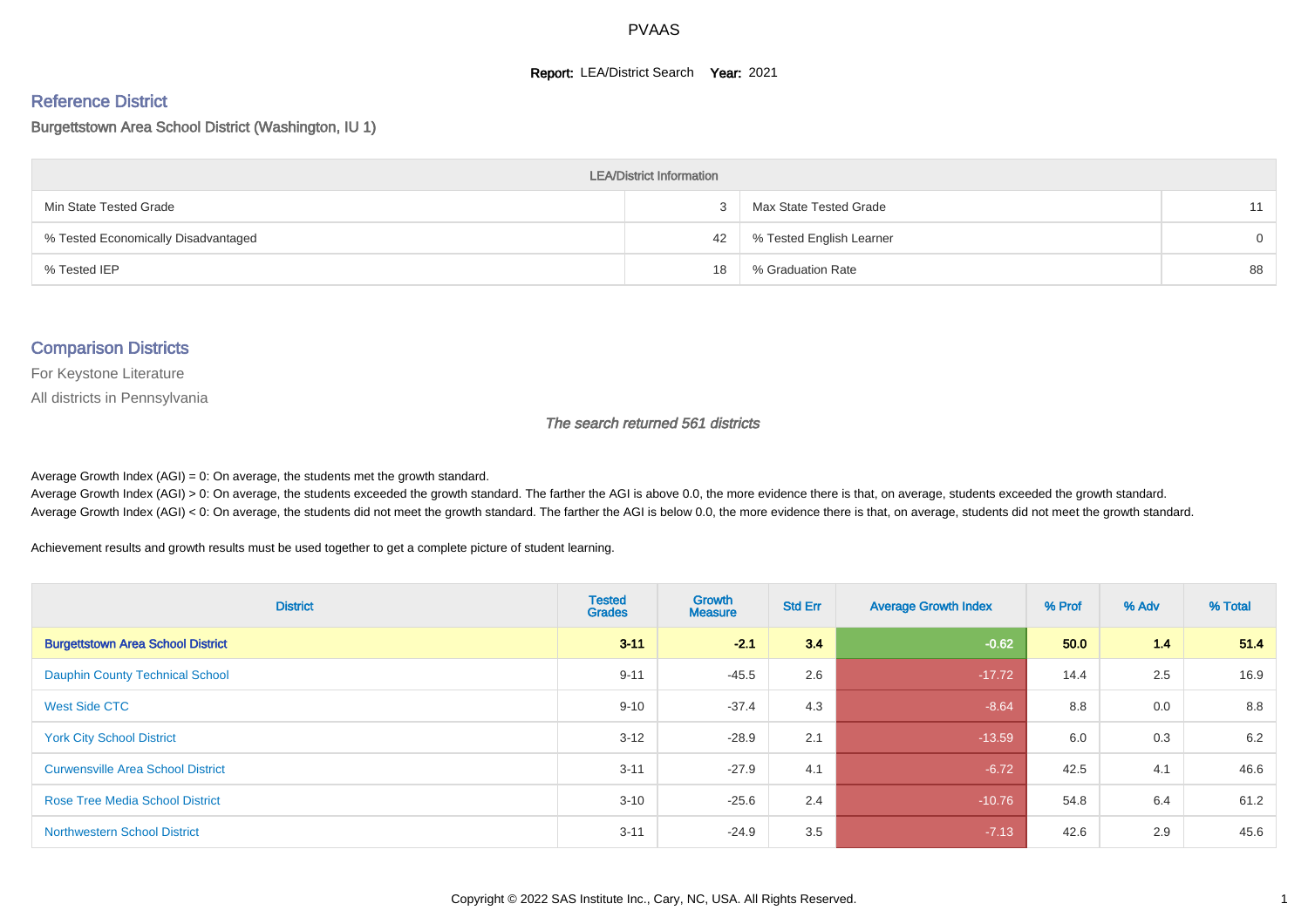PVAAS

**Report:** LEA/District Search **Year:** 2021

## Reference District

Burgettstown Area School District (Washington, IU 1)

| LEA/District Information | | | |
|---|---|---|---|
| Min State Tested Grade | 3 | Max State Tested Grade | 11 |
| % Tested Economically Disadvantaged | 42 | % Tested English Learner | 0 |
| % Tested IEP | 18 | % Graduation Rate | 88 |

## Comparison Districts

For Keystone Literature

All districts in Pennsylvania

*The search returned 561 districts*

Average Growth Index (AGI) = 0: On average, the students met the growth standard.
Average Growth Index (AGI) > 0: On average, the students exceeded the growth standard. The farther the AGI is above 0.0, the more evidence there is that, on average, students exceeded the growth standard.
Average Growth Index (AGI) < 0: On average, the students did not meet the growth standard. The farther the AGI is below 0.0, the more evidence there is that, on average, students did not meet the growth standard.

Achievement results and growth results must be used together to get a complete picture of student learning.

| District | Tested Grades | Growth Measure | Std Err | Average Growth Index | % Prof | % Adv | % Total |
|---|---|---|---|---|---|---|---|
| **Burgettstown Area School District** | **3-11** | **-2.1** | **3.4** | **-0.62** | **50.0** | **1.4** | **51.4** |
| Dauphin County Technical School | 9-11 | -45.5 | 2.6 | -17.72 | 14.4 | 2.5 | 16.9 |
| West Side CTC | 9-10 | -37.4 | 4.3 | -8.64 | 8.8 | 0.0 | 8.8 |
| York City School District | 3-12 | -28.9 | 2.1 | -13.59 | 6.0 | 0.3 | 6.2 |
| Curwensville Area School District | 3-11 | -27.9 | 4.1 | -6.72 | 42.5 | 4.1 | 46.6 |
| Rose Tree Media School District | 3-10 | -25.6 | 2.4 | -10.76 | 54.8 | 6.4 | 61.2 |
| Northwestern School District | 3-11 | -24.9 | 3.5 | -7.13 | 42.6 | 2.9 | 45.6 |

Copyright © 2022 SAS Institute Inc., Cary, NC, USA. All Rights Reserved.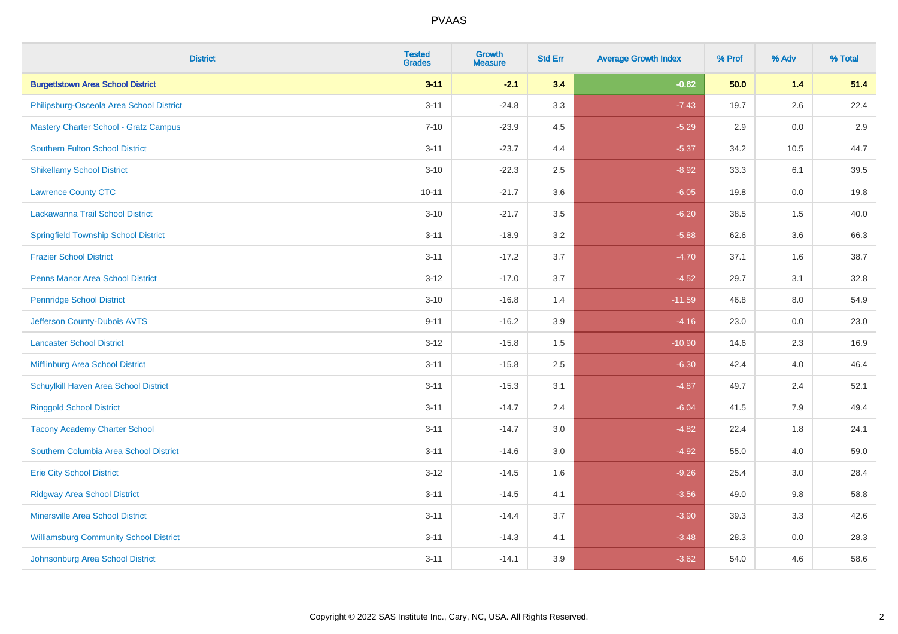| District | Tested Grades | Growth Measure | Std Err | Average Growth Index | % Prof | % Adv | % Total |
|---|---|---|---|---|---|---|---|
| **Burgettstown Area School District** | **3-11** | **-2.1** | **3.4** | **-0.62** | **50.0** | **1.4** | **51.4** |
| Philipsburg-Osceola Area School District | 3-11 | -24.8 | 3.3 | -7.43 | 19.7 | 2.6 | 22.4 |
| Mastery Charter School - Gratz Campus | 7-10 | -23.9 | 4.5 | -5.29 | 2.9 | 0.0 | 2.9 |
| Southern Fulton School District | 3-11 | -23.7 | 4.4 | -5.37 | 34.2 | 10.5 | 44.7 |
| Shikellamy School District | 3-10 | -22.3 | 2.5 | -8.92 | 33.3 | 6.1 | 39.5 |
| Lawrence County CTC | 10-11 | -21.7 | 3.6 | -6.05 | 19.8 | 0.0 | 19.8 |
| Lackawanna Trail School District | 3-10 | -21.7 | 3.5 | -6.20 | 38.5 | 1.5 | 40.0 |
| Springfield Township School District | 3-11 | -18.9 | 3.2 | -5.88 | 62.6 | 3.6 | 66.3 |
| Frazier School District | 3-11 | -17.2 | 3.7 | -4.70 | 37.1 | 1.6 | 38.7 |
| Penns Manor Area School District | 3-12 | -17.0 | 3.7 | -4.52 | 29.7 | 3.1 | 32.8 |
| Pennridge School District | 3-10 | -16.8 | 1.4 | -11.59 | 46.8 | 8.0 | 54.9 |
| Jefferson County-Dubois AVTS | 9-11 | -16.2 | 3.9 | -4.16 | 23.0 | 0.0 | 23.0 |
| Lancaster School District | 3-12 | -15.8 | 1.5 | -10.90 | 14.6 | 2.3 | 16.9 |
| Mifflinburg Area School District | 3-11 | -15.8 | 2.5 | -6.30 | 42.4 | 4.0 | 46.4 |
| Schuylkill Haven Area School District | 3-11 | -15.3 | 3.1 | -4.87 | 49.7 | 2.4 | 52.1 |
| Ringgold School District | 3-11 | -14.7 | 2.4 | -6.04 | 41.5 | 7.9 | 49.4 |
| Tacony Academy Charter School | 3-11 | -14.7 | 3.0 | -4.82 | 22.4 | 1.8 | 24.1 |
| Southern Columbia Area School District | 3-11 | -14.6 | 3.0 | -4.92 | 55.0 | 4.0 | 59.0 |
| Erie City School District | 3-12 | -14.5 | 1.6 | -9.26 | 25.4 | 3.0 | 28.4 |
| Ridgway Area School District | 3-11 | -14.5 | 4.1 | -3.56 | 49.0 | 9.8 | 58.8 |
| Minersville Area School District | 3-11 | -14.4 | 3.7 | -3.90 | 39.3 | 3.3 | 42.6 |
| Williamsburg Community School District | 3-11 | -14.3 | 4.1 | -3.48 | 28.3 | 0.0 | 28.3 |
| Johnsonburg Area School District | 3-11 | -14.1 | 3.9 | -3.62 | 54.0 | 4.6 | 58.6 |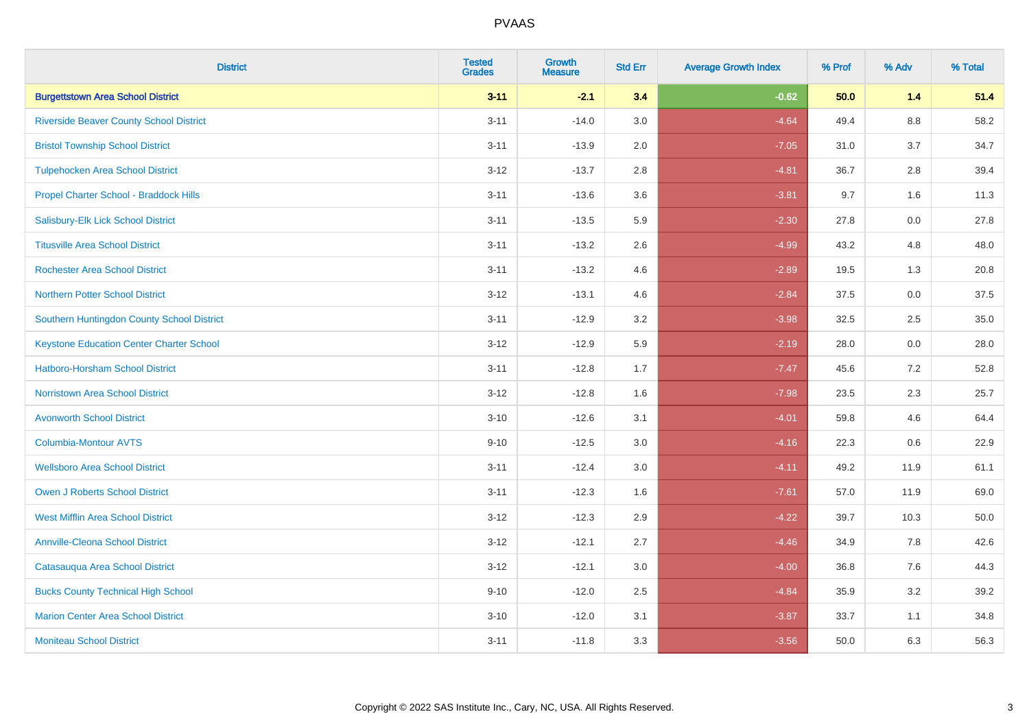# PVAAS

| District | Tested Grades | Growth Measure | Std Err | Average Growth Index | % Prof | % Adv | % Total |
|---|---|---|---|---|---|---|---|
| **Burgettstown Area School District** | **3-11** | **-2.1** | **3.4** | **-0.62** | **50.0** | **1.4** | **51.4** |
| Riverside Beaver County School District | 3-11 | -14.0 | 3.0 | -4.64 | 49.4 | 8.8 | 58.2 |
| Bristol Township School District | 3-11 | -13.9 | 2.0 | -7.05 | 31.0 | 3.7 | 34.7 |
| Tulpehocken Area School District | 3-12 | -13.7 | 2.8 | -4.81 | 36.7 | 2.8 | 39.4 |
| Propel Charter School - Braddock Hills | 3-11 | -13.6 | 3.6 | -3.81 | 9.7 | 1.6 | 11.3 |
| Salisbury-Elk Lick School District | 3-11 | -13.5 | 5.9 | -2.30 | 27.8 | 0.0 | 27.8 |
| Titusville Area School District | 3-11 | -13.2 | 2.6 | -4.99 | 43.2 | 4.8 | 48.0 |
| Rochester Area School District | 3-11 | -13.2 | 4.6 | -2.89 | 19.5 | 1.3 | 20.8 |
| Northern Potter School District | 3-12 | -13.1 | 4.6 | -2.84 | 37.5 | 0.0 | 37.5 |
| Southern Huntingdon County School District | 3-11 | -12.9 | 3.2 | -3.98 | 32.5 | 2.5 | 35.0 |
| Keystone Education Center Charter School | 3-12 | -12.9 | 5.9 | -2.19 | 28.0 | 0.0 | 28.0 |
| Hatboro-Horsham School District | 3-11 | -12.8 | 1.7 | -7.47 | 45.6 | 7.2 | 52.8 |
| Norristown Area School District | 3-12 | -12.8 | 1.6 | -7.98 | 23.5 | 2.3 | 25.7 |
| Avonworth School District | 3-10 | -12.6 | 3.1 | -4.01 | 59.8 | 4.6 | 64.4 |
| Columbia-Montour AVTS | 9-10 | -12.5 | 3.0 | -4.16 | 22.3 | 0.6 | 22.9 |
| Wellsboro Area School District | 3-11 | -12.4 | 3.0 | -4.11 | 49.2 | 11.9 | 61.1 |
| Owen J Roberts School District | 3-11 | -12.3 | 1.6 | -7.61 | 57.0 | 11.9 | 69.0 |
| West Mifflin Area School District | 3-12 | -12.3 | 2.9 | -4.22 | 39.7 | 10.3 | 50.0 |
| Annville-Cleona School District | 3-12 | -12.1 | 2.7 | -4.46 | 34.9 | 7.8 | 42.6 |
| Catasauqua Area School District | 3-12 | -12.1 | 3.0 | -4.00 | 36.8 | 7.6 | 44.3 |
| Bucks County Technical High School | 9-10 | -12.0 | 2.5 | -4.84 | 35.9 | 3.2 | 39.2 |
| Marion Center Area School District | 3-10 | -12.0 | 3.1 | -3.87 | 33.7 | 1.1 | 34.8 |
| Moniteau School District | 3-11 | -11.8 | 3.3 | -3.56 | 50.0 | 6.3 | 56.3 |

Copyright © 2022 SAS Institute Inc., Cary, NC, USA. All Rights Reserved.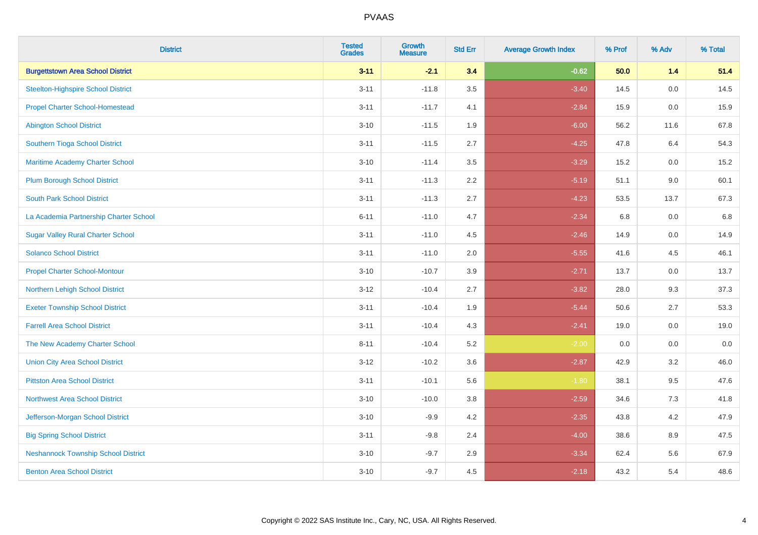# PVAAS

| District | Tested Grades | Growth Measure | Std Err | Average Growth Index | % Prof | % Adv | % Total |
|---|---|---|---|---|---|---|---|
| **Burgettstown Area School District** | **3-11** | **-2.1** | **3.4** | **-0.62** | **50.0** | **1.4** | **51.4** |
| Steelton-Highspire School District | 3-11 | -11.8 | 3.5 | -3.40 | 14.5 | 0.0 | 14.5 |
| Propel Charter School-Homestead | 3-11 | -11.7 | 4.1 | -2.84 | 15.9 | 0.0 | 15.9 |
| Abington School District | 3-10 | -11.5 | 1.9 | -6.00 | 56.2 | 11.6 | 67.8 |
| Southern Tioga School District | 3-11 | -11.5 | 2.7 | -4.25 | 47.8 | 6.4 | 54.3 |
| Maritime Academy Charter School | 3-10 | -11.4 | 3.5 | -3.29 | 15.2 | 0.0 | 15.2 |
| Plum Borough School District | 3-11 | -11.3 | 2.2 | -5.19 | 51.1 | 9.0 | 60.1 |
| South Park School District | 3-11 | -11.3 | 2.7 | -4.23 | 53.5 | 13.7 | 67.3 |
| La Academia Partnership Charter School | 6-11 | -11.0 | 4.7 | -2.34 | 6.8 | 0.0 | 6.8 |
| Sugar Valley Rural Charter School | 3-11 | -11.0 | 4.5 | -2.46 | 14.9 | 0.0 | 14.9 |
| Solanco School District | 3-11 | -11.0 | 2.0 | -5.55 | 41.6 | 4.5 | 46.1 |
| Propel Charter School-Montour | 3-10 | -10.7 | 3.9 | -2.71 | 13.7 | 0.0 | 13.7 |
| Northern Lehigh School District | 3-12 | -10.4 | 2.7 | -3.82 | 28.0 | 9.3 | 37.3 |
| Exeter Township School District | 3-11 | -10.4 | 1.9 | -5.44 | 50.6 | 2.7 | 53.3 |
| Farrell Area School District | 3-11 | -10.4 | 4.3 | -2.41 | 19.0 | 0.0 | 19.0 |
| The New Academy Charter School | 8-11 | -10.4 | 5.2 | -2.00 | 0.0 | 0.0 | 0.0 |
| Union City Area School District | 3-12 | -10.2 | 3.6 | -2.87 | 42.9 | 3.2 | 46.0 |
| Pittston Area School District | 3-11 | -10.1 | 5.6 | -1.80 | 38.1 | 9.5 | 47.6 |
| Northwest Area School District | 3-10 | -10.0 | 3.8 | -2.59 | 34.6 | 7.3 | 41.8 |
| Jefferson-Morgan School District | 3-10 | -9.9 | 4.2 | -2.35 | 43.8 | 4.2 | 47.9 |
| Big Spring School District | 3-11 | -9.8 | 2.4 | -4.00 | 38.6 | 8.9 | 47.5 |
| Neshannock Township School District | 3-10 | -9.7 | 2.9 | -3.34 | 62.4 | 5.6 | 67.9 |
| Benton Area School District | 3-10 | -9.7 | 4.5 | -2.18 | 43.2 | 5.4 | 48.6 |

Copyright © 2022 SAS Institute Inc., Cary, NC, USA. All Rights Reserved.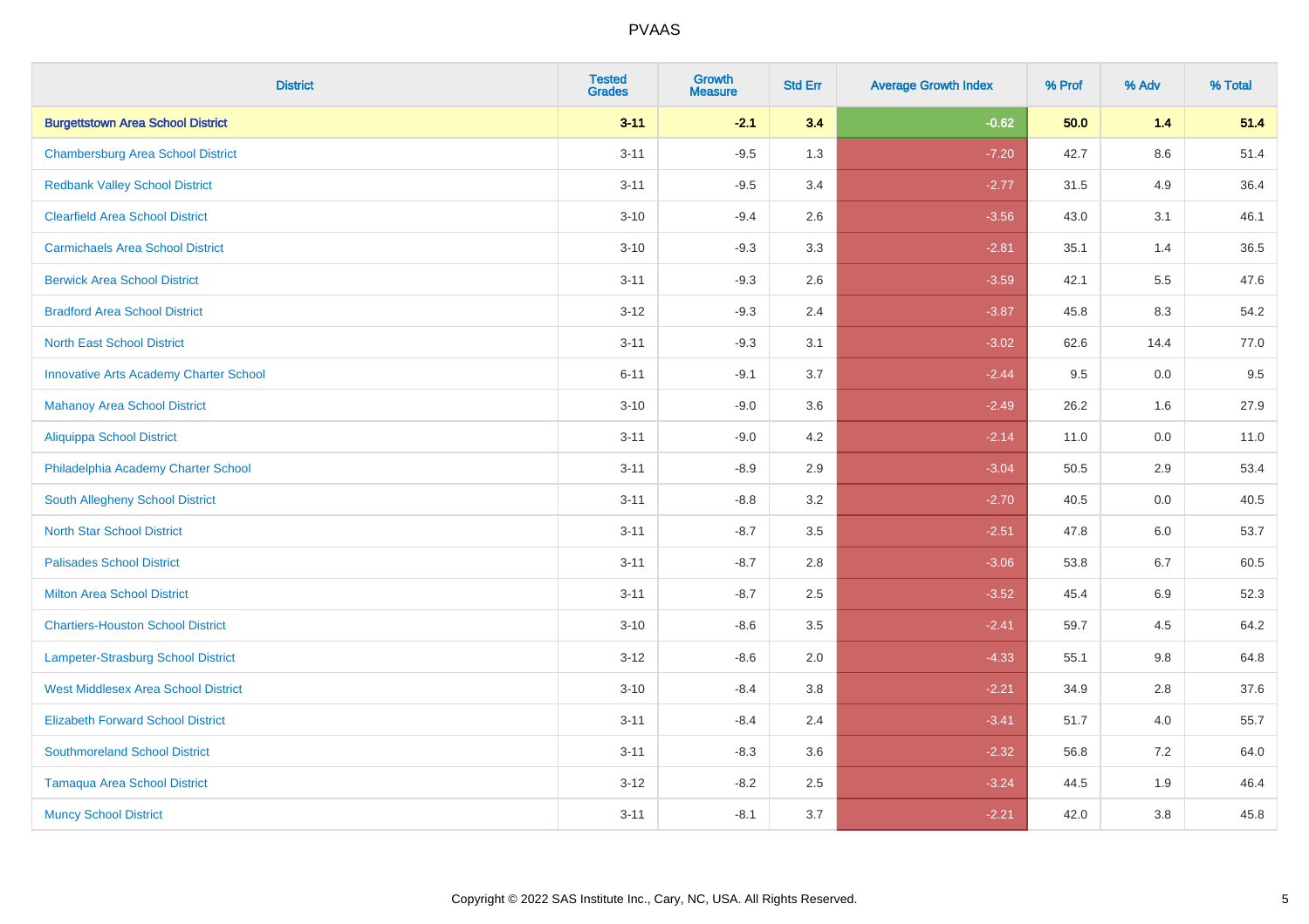PVAAS

| District | Tested Grades | Growth Measure | Std Err | Average Growth Index | % Prof | % Adv | % Total |
|---|---|---|---|---|---|---|---|
| **Burgettstown Area School District** | **3-11** | **-2.1** | **3.4** | **-0.62** | **50.0** | **1.4** | **51.4** |
| Chambersburg Area School District | 3-11 | -9.5 | 1.3 | -7.20 | 42.7 | 8.6 | 51.4 |
| Redbank Valley School District | 3-11 | -9.5 | 3.4 | -2.77 | 31.5 | 4.9 | 36.4 |
| Clearfield Area School District | 3-10 | -9.4 | 2.6 | -3.56 | 43.0 | 3.1 | 46.1 |
| Carmichaels Area School District | 3-10 | -9.3 | 3.3 | -2.81 | 35.1 | 1.4 | 36.5 |
| Berwick Area School District | 3-11 | -9.3 | 2.6 | -3.59 | 42.1 | 5.5 | 47.6 |
| Bradford Area School District | 3-12 | -9.3 | 2.4 | -3.87 | 45.8 | 8.3 | 54.2 |
| North East School District | 3-11 | -9.3 | 3.1 | -3.02 | 62.6 | 14.4 | 77.0 |
| Innovative Arts Academy Charter School | 6-11 | -9.1 | 3.7 | -2.44 | 9.5 | 0.0 | 9.5 |
| Mahanoy Area School District | 3-10 | -9.0 | 3.6 | -2.49 | 26.2 | 1.6 | 27.9 |
| Aliquippa School District | 3-11 | -9.0 | 4.2 | -2.14 | 11.0 | 0.0 | 11.0 |
| Philadelphia Academy Charter School | 3-11 | -8.9 | 2.9 | -3.04 | 50.5 | 2.9 | 53.4 |
| South Allegheny School District | 3-11 | -8.8 | 3.2 | -2.70 | 40.5 | 0.0 | 40.5 |
| North Star School District | 3-11 | -8.7 | 3.5 | -2.51 | 47.8 | 6.0 | 53.7 |
| Palisades School District | 3-11 | -8.7 | 2.8 | -3.06 | 53.8 | 6.7 | 60.5 |
| Milton Area School District | 3-11 | -8.7 | 2.5 | -3.52 | 45.4 | 6.9 | 52.3 |
| Chartiers-Houston School District | 3-10 | -8.6 | 3.5 | -2.41 | 59.7 | 4.5 | 64.2 |
| Lampeter-Strasburg School District | 3-12 | -8.6 | 2.0 | -4.33 | 55.1 | 9.8 | 64.8 |
| West Middlesex Area School District | 3-10 | -8.4 | 3.8 | -2.21 | 34.9 | 2.8 | 37.6 |
| Elizabeth Forward School District | 3-11 | -8.4 | 2.4 | -3.41 | 51.7 | 4.0 | 55.7 |
| Southmoreland School District | 3-11 | -8.3 | 3.6 | -2.32 | 56.8 | 7.2 | 64.0 |
| Tamaqua Area School District | 3-12 | -8.2 | 2.5 | -3.24 | 44.5 | 1.9 | 46.4 |
| Muncy School District | 3-11 | -8.1 | 3.7 | -2.21 | 42.0 | 3.8 | 45.8 |

Copyright © 2022 SAS Institute Inc., Cary, NC, USA. All Rights Reserved.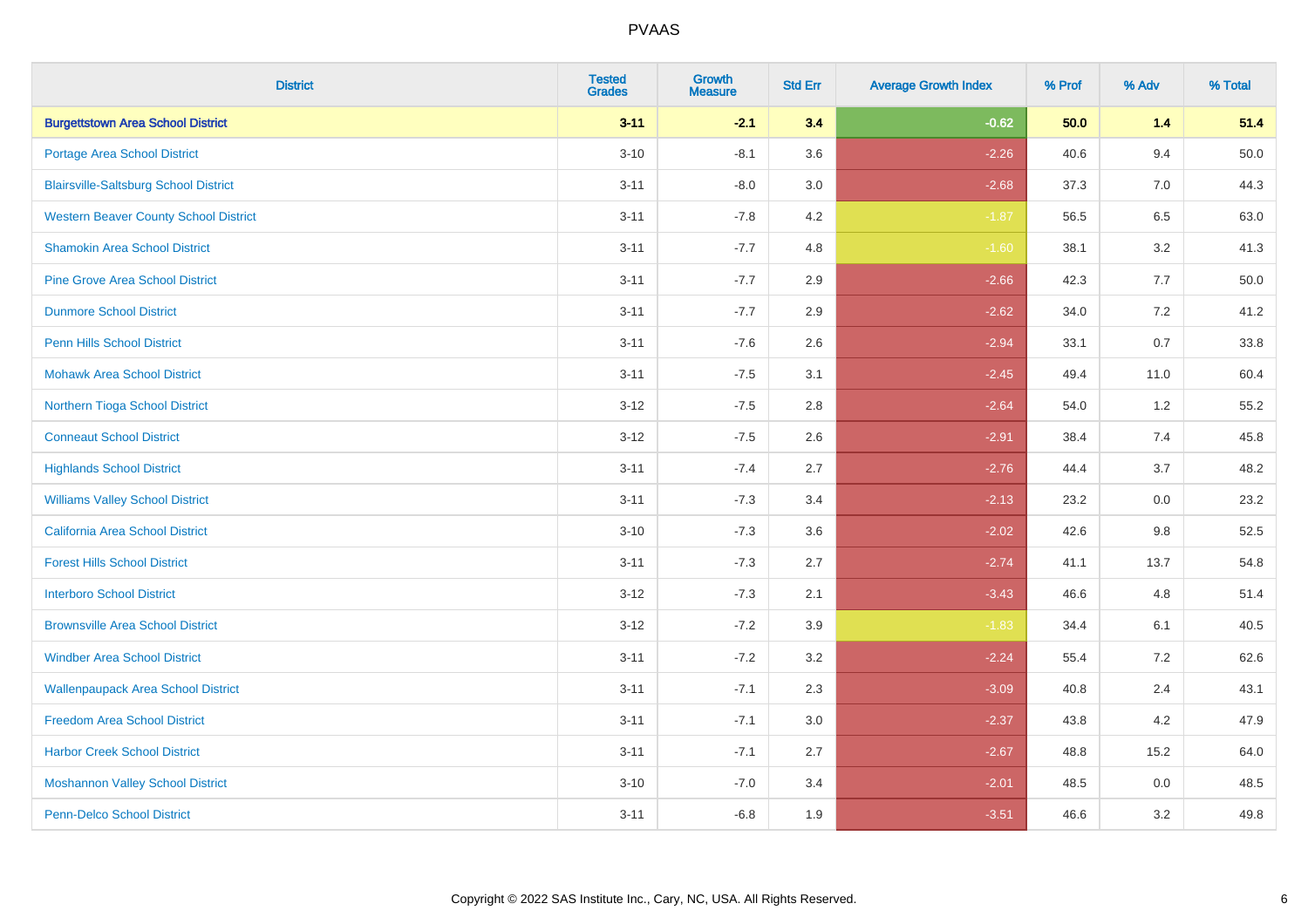| District | Tested Grades | Growth Measure | Std Err | Average Growth Index | % Prof | % Adv | % Total |
|---|---|---|---|---|---|---|---|
| **Burgettstown Area School District** | **3-11** | **-2.1** | **3.4** | **-0.62** | **50.0** | **1.4** | **51.4** |
| Portage Area School District | 3-10 | -8.1 | 3.6 | -2.26 | 40.6 | 9.4 | 50.0 |
| Blairsville-Saltsburg School District | 3-11 | -8.0 | 3.0 | -2.68 | 37.3 | 7.0 | 44.3 |
| Western Beaver County School District | 3-11 | -7.8 | 4.2 | -1.87 | 56.5 | 6.5 | 63.0 |
| Shamokin Area School District | 3-11 | -7.7 | 4.8 | -1.60 | 38.1 | 3.2 | 41.3 |
| Pine Grove Area School District | 3-11 | -7.7 | 2.9 | -2.66 | 42.3 | 7.7 | 50.0 |
| Dunmore School District | 3-11 | -7.7 | 2.9 | -2.62 | 34.0 | 7.2 | 41.2 |
| Penn Hills School District | 3-11 | -7.6 | 2.6 | -2.94 | 33.1 | 0.7 | 33.8 |
| Mohawk Area School District | 3-11 | -7.5 | 3.1 | -2.45 | 49.4 | 11.0 | 60.4 |
| Northern Tioga School District | 3-12 | -7.5 | 2.8 | -2.64 | 54.0 | 1.2 | 55.2 |
| Conneaut School District | 3-12 | -7.5 | 2.6 | -2.91 | 38.4 | 7.4 | 45.8 |
| Highlands School District | 3-11 | -7.4 | 2.7 | -2.76 | 44.4 | 3.7 | 48.2 |
| Williams Valley School District | 3-11 | -7.3 | 3.4 | -2.13 | 23.2 | 0.0 | 23.2 |
| California Area School District | 3-10 | -7.3 | 3.6 | -2.02 | 42.6 | 9.8 | 52.5 |
| Forest Hills School District | 3-11 | -7.3 | 2.7 | -2.74 | 41.1 | 13.7 | 54.8 |
| Interboro School District | 3-12 | -7.3 | 2.1 | -3.43 | 46.6 | 4.8 | 51.4 |
| Brownsville Area School District | 3-12 | -7.2 | 3.9 | -1.83 | 34.4 | 6.1 | 40.5 |
| Windber Area School District | 3-11 | -7.2 | 3.2 | -2.24 | 55.4 | 7.2 | 62.6 |
| Wallenpaupack Area School District | 3-11 | -7.1 | 2.3 | -3.09 | 40.8 | 2.4 | 43.1 |
| Freedom Area School District | 3-11 | -7.1 | 3.0 | -2.37 | 43.8 | 4.2 | 47.9 |
| Harbor Creek School District | 3-11 | -7.1 | 2.7 | -2.67 | 48.8 | 15.2 | 64.0 |
| Moshannon Valley School District | 3-10 | -7.0 | 3.4 | -2.01 | 48.5 | 0.0 | 48.5 |
| Penn-Delco School District | 3-11 | -6.8 | 1.9 | -3.51 | 46.6 | 3.2 | 49.8 |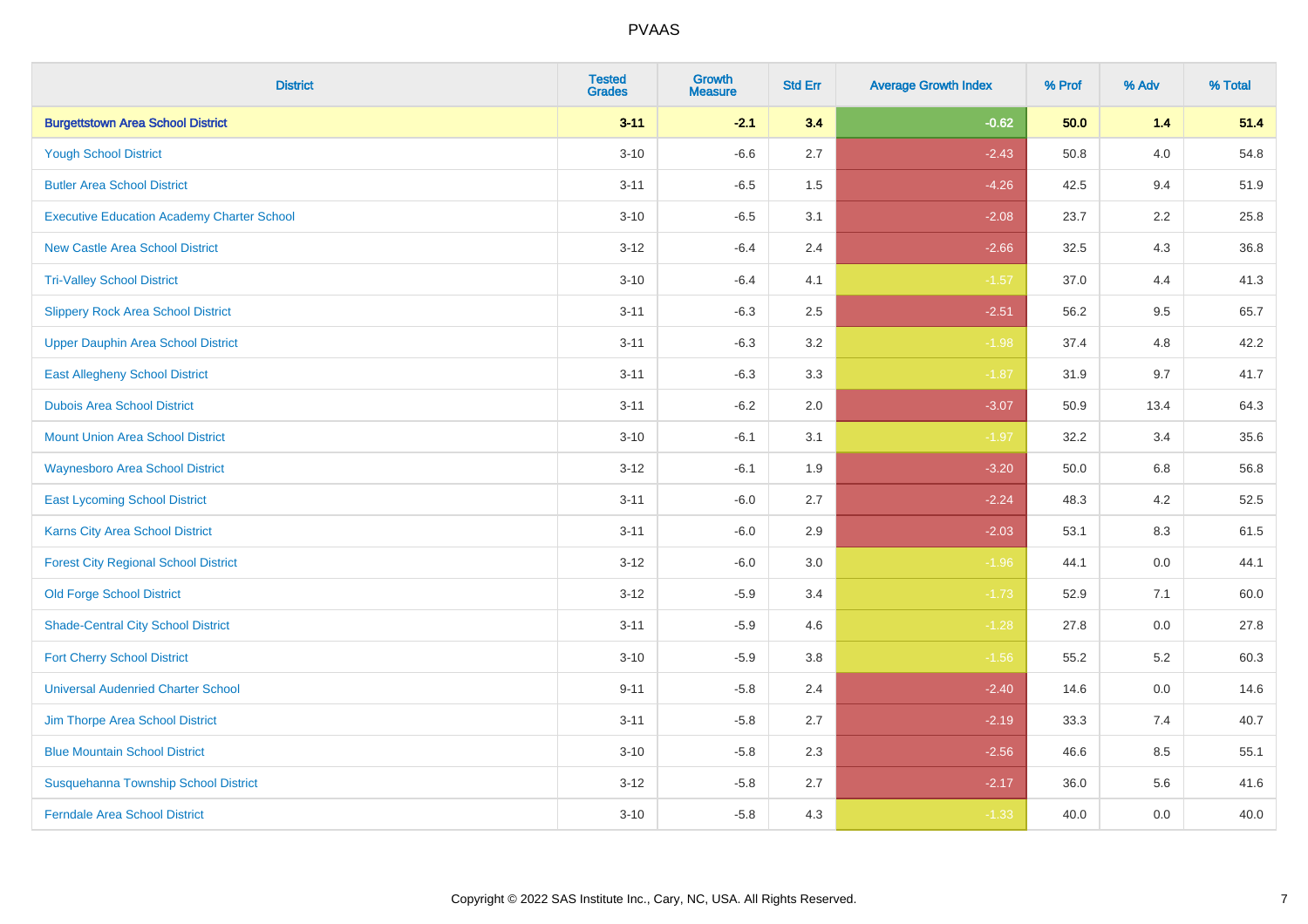# PVAAS

| District | Tested Grades | Growth Measure | Std Err | Average Growth Index | % Prof | % Adv | % Total |
|---|---|---|---|---|---|---|---|
| **Burgettstown Area School District** | **3-11** | **-2.1** | **3.4** | **-0.62** | **50.0** | **1.4** | **51.4** |
| Yough School District | 3-10 | -6.6 | 2.7 | -2.43 | 50.8 | 4.0 | 54.8 |
| Butler Area School District | 3-11 | -6.5 | 1.5 | -4.26 | 42.5 | 9.4 | 51.9 |
| Executive Education Academy Charter School | 3-10 | -6.5 | 3.1 | -2.08 | 23.7 | 2.2 | 25.8 |
| New Castle Area School District | 3-12 | -6.4 | 2.4 | -2.66 | 32.5 | 4.3 | 36.8 |
| Tri-Valley School District | 3-10 | -6.4 | 4.1 | -1.57 | 37.0 | 4.4 | 41.3 |
| Slippery Rock Area School District | 3-11 | -6.3 | 2.5 | -2.51 | 56.2 | 9.5 | 65.7 |
| Upper Dauphin Area School District | 3-11 | -6.3 | 3.2 | -1.98 | 37.4 | 4.8 | 42.2 |
| East Allegheny School District | 3-11 | -6.3 | 3.3 | -1.87 | 31.9 | 9.7 | 41.7 |
| Dubois Area School District | 3-11 | -6.2 | 2.0 | -3.07 | 50.9 | 13.4 | 64.3 |
| Mount Union Area School District | 3-10 | -6.1 | 3.1 | -1.97 | 32.2 | 3.4 | 35.6 |
| Waynesboro Area School District | 3-12 | -6.1 | 1.9 | -3.20 | 50.0 | 6.8 | 56.8 |
| East Lycoming School District | 3-11 | -6.0 | 2.7 | -2.24 | 48.3 | 4.2 | 52.5 |
| Karns City Area School District | 3-11 | -6.0 | 2.9 | -2.03 | 53.1 | 8.3 | 61.5 |
| Forest City Regional School District | 3-12 | -6.0 | 3.0 | -1.96 | 44.1 | 0.0 | 44.1 |
| Old Forge School District | 3-12 | -5.9 | 3.4 | -1.73 | 52.9 | 7.1 | 60.0 |
| Shade-Central City School District | 3-11 | -5.9 | 4.6 | -1.28 | 27.8 | 0.0 | 27.8 |
| Fort Cherry School District | 3-10 | -5.9 | 3.8 | -1.56 | 55.2 | 5.2 | 60.3 |
| Universal Audenried Charter School | 9-11 | -5.8 | 2.4 | -2.40 | 14.6 | 0.0 | 14.6 |
| Jim Thorpe Area School District | 3-11 | -5.8 | 2.7 | -2.19 | 33.3 | 7.4 | 40.7 |
| Blue Mountain School District | 3-10 | -5.8 | 2.3 | -2.56 | 46.6 | 8.5 | 55.1 |
| Susquehanna Township School District | 3-12 | -5.8 | 2.7 | -2.17 | 36.0 | 5.6 | 41.6 |
| Ferndale Area School District | 3-10 | -5.8 | 4.3 | -1.33 | 40.0 | 0.0 | 40.0 |

Copyright © 2022 SAS Institute Inc., Cary, NC, USA. All Rights Reserved.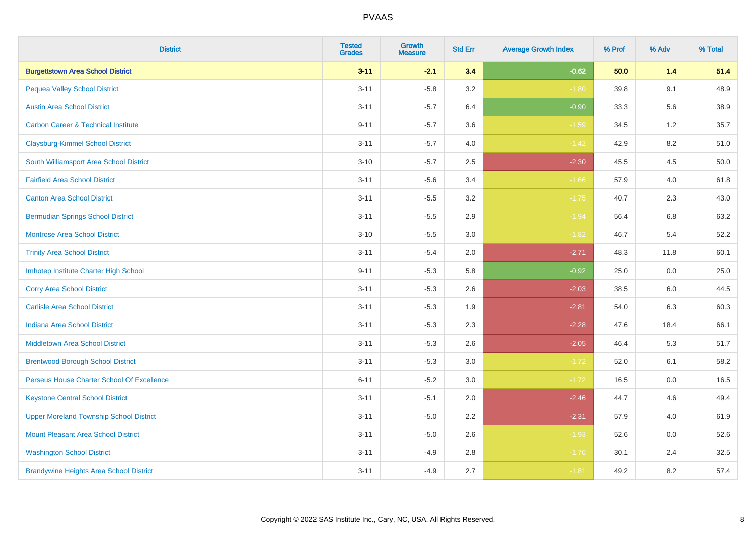| District | Tested Grades | Growth Measure | Std Err | Average Growth Index | % Prof | % Adv | % Total |
|---|---|---|---|---|---|---|---|
| **Burgettstown Area School District** | **3-11** | **-2.1** | **3.4** | **-0.62** | **50.0** | **1.4** | **51.4** |
| Pequea Valley School District | 3-11 | -5.8 | 3.2 | -1.80 | 39.8 | 9.1 | 48.9 |
| Austin Area School District | 3-11 | -5.7 | 6.4 | -0.90 | 33.3 | 5.6 | 38.9 |
| Carbon Career & Technical Institute | 9-11 | -5.7 | 3.6 | -1.59 | 34.5 | 1.2 | 35.7 |
| Claysburg-Kimmel School District | 3-11 | -5.7 | 4.0 | -1.42 | 42.9 | 8.2 | 51.0 |
| South Williamsport Area School District | 3-10 | -5.7 | 2.5 | -2.30 | 45.5 | 4.5 | 50.0 |
| Fairfield Area School District | 3-11 | -5.6 | 3.4 | -1.66 | 57.9 | 4.0 | 61.8 |
| Canton Area School District | 3-11 | -5.5 | 3.2 | -1.75 | 40.7 | 2.3 | 43.0 |
| Bermudian Springs School District | 3-11 | -5.5 | 2.9 | -1.94 | 56.4 | 6.8 | 63.2 |
| Montrose Area School District | 3-10 | -5.5 | 3.0 | -1.82 | 46.7 | 5.4 | 52.2 |
| Trinity Area School District | 3-11 | -5.4 | 2.0 | -2.71 | 48.3 | 11.8 | 60.1 |
| Imhotep Institute Charter High School | 9-11 | -5.3 | 5.8 | -0.92 | 25.0 | 0.0 | 25.0 |
| Corry Area School District | 3-11 | -5.3 | 2.6 | -2.03 | 38.5 | 6.0 | 44.5 |
| Carlisle Area School District | 3-11 | -5.3 | 1.9 | -2.81 | 54.0 | 6.3 | 60.3 |
| Indiana Area School District | 3-11 | -5.3 | 2.3 | -2.28 | 47.6 | 18.4 | 66.1 |
| Middletown Area School District | 3-11 | -5.3 | 2.6 | -2.05 | 46.4 | 5.3 | 51.7 |
| Brentwood Borough School District | 3-11 | -5.3 | 3.0 | -1.72 | 52.0 | 6.1 | 58.2 |
| Perseus House Charter School Of Excellence | 6-11 | -5.2 | 3.0 | -1.72 | 16.5 | 0.0 | 16.5 |
| Keystone Central School District | 3-11 | -5.1 | 2.0 | -2.46 | 44.7 | 4.6 | 49.4 |
| Upper Moreland Township School District | 3-11 | -5.0 | 2.2 | -2.31 | 57.9 | 4.0 | 61.9 |
| Mount Pleasant Area School District | 3-11 | -5.0 | 2.6 | -1.93 | 52.6 | 0.0 | 52.6 |
| Washington School District | 3-11 | -4.9 | 2.8 | -1.76 | 30.1 | 2.4 | 32.5 |
| Brandywine Heights Area School District | 3-11 | -4.9 | 2.7 | -1.81 | 49.2 | 8.2 | 57.4 |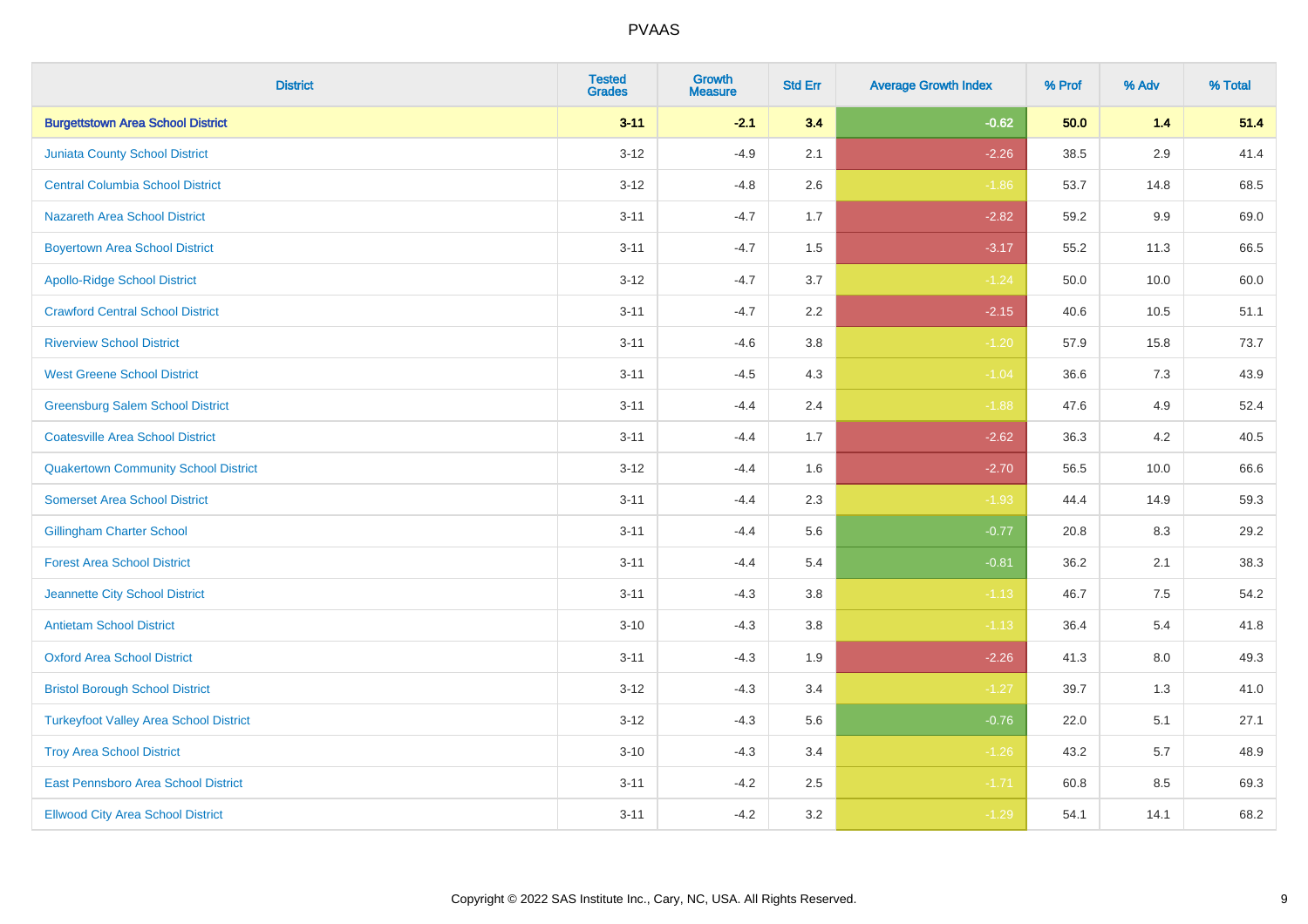# PVAAS

| District | Tested Grades | Growth Measure | Std Err | Average Growth Index | % Prof | % Adv | % Total |
|---|---|---|---|---|---|---|---|
| **Burgettstown Area School District** | **3-11** | **-2.1** | **3.4** | **-0.62** | **50.0** | **1.4** | **51.4** |
| Juniata County School District | 3-12 | -4.9 | 2.1 | -2.26 | 38.5 | 2.9 | 41.4 |
| Central Columbia School District | 3-12 | -4.8 | 2.6 | -1.86 | 53.7 | 14.8 | 68.5 |
| Nazareth Area School District | 3-11 | -4.7 | 1.7 | -2.82 | 59.2 | 9.9 | 69.0 |
| Boyertown Area School District | 3-11 | -4.7 | 1.5 | -3.17 | 55.2 | 11.3 | 66.5 |
| Apollo-Ridge School District | 3-12 | -4.7 | 3.7 | -1.24 | 50.0 | 10.0 | 60.0 |
| Crawford Central School District | 3-11 | -4.7 | 2.2 | -2.15 | 40.6 | 10.5 | 51.1 |
| Riverview School District | 3-11 | -4.6 | 3.8 | -1.20 | 57.9 | 15.8 | 73.7 |
| West Greene School District | 3-11 | -4.5 | 4.3 | -1.04 | 36.6 | 7.3 | 43.9 |
| Greensburg Salem School District | 3-11 | -4.4 | 2.4 | -1.88 | 47.6 | 4.9 | 52.4 |
| Coatesville Area School District | 3-11 | -4.4 | 1.7 | -2.62 | 36.3 | 4.2 | 40.5 |
| Quakertown Community School District | 3-12 | -4.4 | 1.6 | -2.70 | 56.5 | 10.0 | 66.6 |
| Somerset Area School District | 3-11 | -4.4 | 2.3 | -1.93 | 44.4 | 14.9 | 59.3 |
| Gillingham Charter School | 3-11 | -4.4 | 5.6 | -0.77 | 20.8 | 8.3 | 29.2 |
| Forest Area School District | 3-11 | -4.4 | 5.4 | -0.81 | 36.2 | 2.1 | 38.3 |
| Jeannette City School District | 3-11 | -4.3 | 3.8 | -1.13 | 46.7 | 7.5 | 54.2 |
| Antietam School District | 3-10 | -4.3 | 3.8 | -1.13 | 36.4 | 5.4 | 41.8 |
| Oxford Area School District | 3-11 | -4.3 | 1.9 | -2.26 | 41.3 | 8.0 | 49.3 |
| Bristol Borough School District | 3-12 | -4.3 | 3.4 | -1.27 | 39.7 | 1.3 | 41.0 |
| Turkeyfoot Valley Area School District | 3-12 | -4.3 | 5.6 | -0.76 | 22.0 | 5.1 | 27.1 |
| Troy Area School District | 3-10 | -4.3 | 3.4 | -1.26 | 43.2 | 5.7 | 48.9 |
| East Pennsboro Area School District | 3-11 | -4.2 | 2.5 | -1.71 | 60.8 | 8.5 | 69.3 |
| Ellwood City Area School District | 3-11 | -4.2 | 3.2 | -1.29 | 54.1 | 14.1 | 68.2 |

Copyright © 2022 SAS Institute Inc., Cary, NC, USA. All Rights Reserved.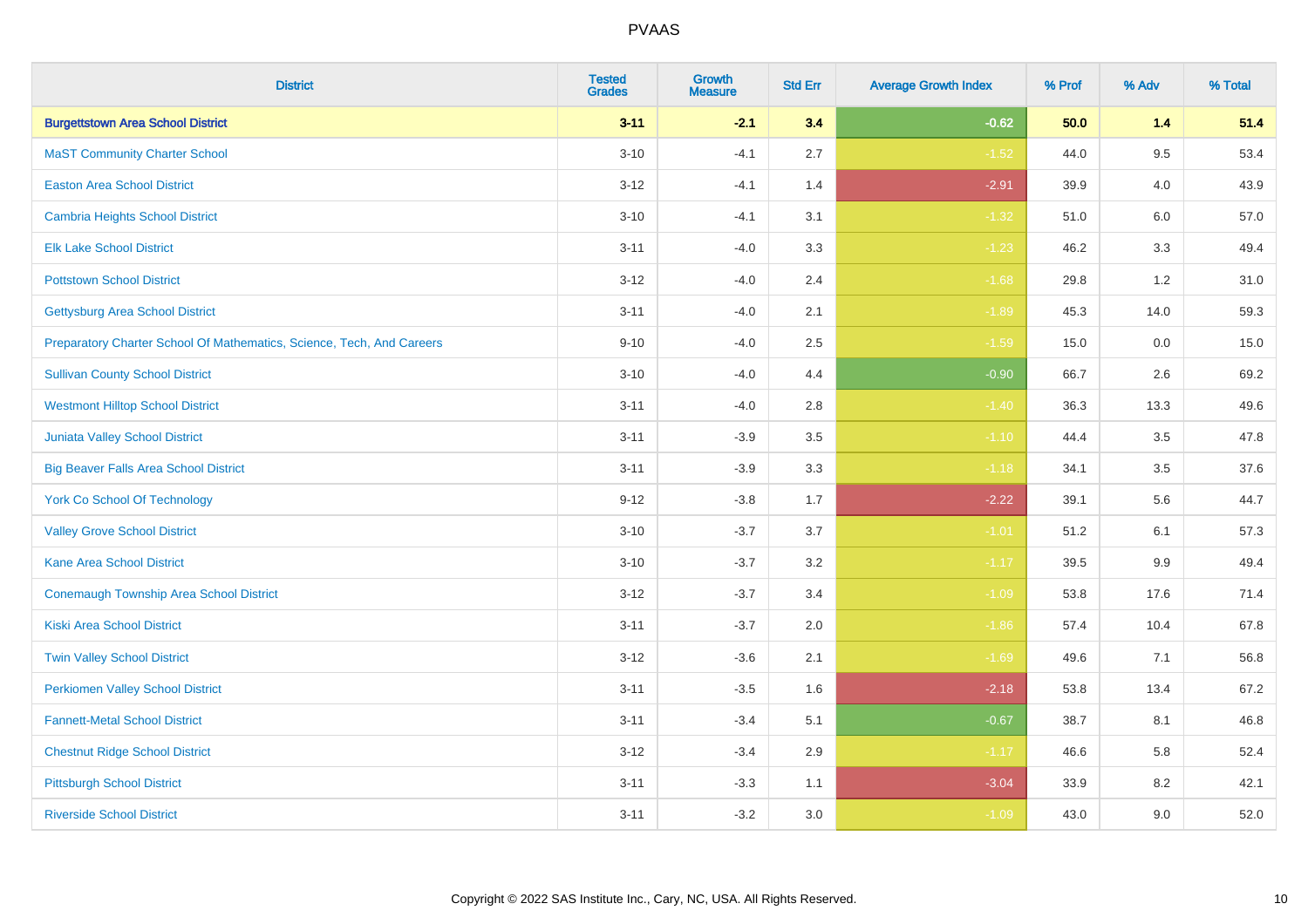| District | Tested Grades | Growth Measure | Std Err | Average Growth Index | % Prof | % Adv | % Total |
|---|---|---|---|---|---|---|---|
| **Burgettstown Area School District** | **3-11** | **-2.1** | **3.4** | **-0.62** | **50.0** | **1.4** | **51.4** |
| MaST Community Charter School | 3-10 | -4.1 | 2.7 | -1.52 | 44.0 | 9.5 | 53.4 |
| Easton Area School District | 3-12 | -4.1 | 1.4 | -2.91 | 39.9 | 4.0 | 43.9 |
| Cambria Heights School District | 3-10 | -4.1 | 3.1 | -1.32 | 51.0 | 6.0 | 57.0 |
| Elk Lake School District | 3-11 | -4.0 | 3.3 | -1.23 | 46.2 | 3.3 | 49.4 |
| Pottstown School District | 3-12 | -4.0 | 2.4 | -1.68 | 29.8 | 1.2 | 31.0 |
| Gettysburg Area School District | 3-11 | -4.0 | 2.1 | -1.89 | 45.3 | 14.0 | 59.3 |
| Preparatory Charter School Of Mathematics, Science, Tech, And Careers | 9-10 | -4.0 | 2.5 | -1.59 | 15.0 | 0.0 | 15.0 |
| Sullivan County School District | 3-10 | -4.0 | 4.4 | -0.90 | 66.7 | 2.6 | 69.2 |
| Westmont Hilltop School District | 3-11 | -4.0 | 2.8 | -1.40 | 36.3 | 13.3 | 49.6 |
| Juniata Valley School District | 3-11 | -3.9 | 3.5 | -1.10 | 44.4 | 3.5 | 47.8 |
| Big Beaver Falls Area School District | 3-11 | -3.9 | 3.3 | -1.18 | 34.1 | 3.5 | 37.6 |
| York Co School Of Technology | 9-12 | -3.8 | 1.7 | -2.22 | 39.1 | 5.6 | 44.7 |
| Valley Grove School District | 3-10 | -3.7 | 3.7 | -1.01 | 51.2 | 6.1 | 57.3 |
| Kane Area School District | 3-10 | -3.7 | 3.2 | -1.17 | 39.5 | 9.9 | 49.4 |
| Conemaugh Township Area School District | 3-12 | -3.7 | 3.4 | -1.09 | 53.8 | 17.6 | 71.4 |
| Kiski Area School District | 3-11 | -3.7 | 2.0 | -1.86 | 57.4 | 10.4 | 67.8 |
| Twin Valley School District | 3-12 | -3.6 | 2.1 | -1.69 | 49.6 | 7.1 | 56.8 |
| Perkiomen Valley School District | 3-11 | -3.5 | 1.6 | -2.18 | 53.8 | 13.4 | 67.2 |
| Fannett-Metal School District | 3-11 | -3.4 | 5.1 | -0.67 | 38.7 | 8.1 | 46.8 |
| Chestnut Ridge School District | 3-12 | -3.4 | 2.9 | -1.17 | 46.6 | 5.8 | 52.4 |
| Pittsburgh School District | 3-11 | -3.3 | 1.1 | -3.04 | 33.9 | 8.2 | 42.1 |
| Riverside School District | 3-11 | -3.2 | 3.0 | -1.09 | 43.0 | 9.0 | 52.0 |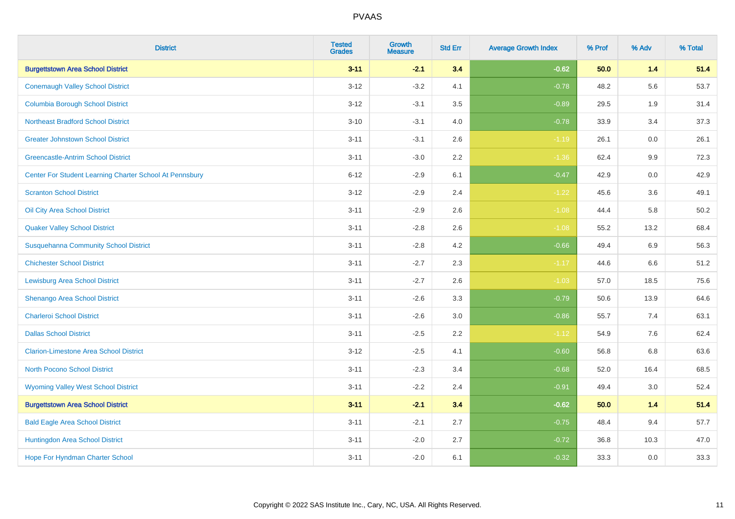# PVAAS

| District | Tested Grades | Growth Measure | Std Err | Average Growth Index | % Prof | % Adv | % Total |
|---|---|---|---|---|---|---|---|
| **Burgettstown Area School District** | **3-11** | **-2.1** | **3.4** | **-0.62** | **50.0** | **1.4** | **51.4** |
| Conemaugh Valley School District | 3-12 | -3.2 | 4.1 | -0.78 | 48.2 | 5.6 | 53.7 |
| Columbia Borough School District | 3-12 | -3.1 | 3.5 | -0.89 | 29.5 | 1.9 | 31.4 |
| Northeast Bradford School District | 3-10 | -3.1 | 4.0 | -0.78 | 33.9 | 3.4 | 37.3 |
| Greater Johnstown School District | 3-11 | -3.1 | 2.6 | -1.19 | 26.1 | 0.0 | 26.1 |
| Greencastle-Antrim School District | 3-11 | -3.0 | 2.2 | -1.36 | 62.4 | 9.9 | 72.3 |
| Center For Student Learning Charter School At Pennsbury | 6-12 | -2.9 | 6.1 | -0.47 | 42.9 | 0.0 | 42.9 |
| Scranton School District | 3-12 | -2.9 | 2.4 | -1.22 | 45.6 | 3.6 | 49.1 |
| Oil City Area School District | 3-11 | -2.9 | 2.6 | -1.08 | 44.4 | 5.8 | 50.2 |
| Quaker Valley School District | 3-11 | -2.8 | 2.6 | -1.08 | 55.2 | 13.2 | 68.4 |
| Susquehanna Community School District | 3-11 | -2.8 | 4.2 | -0.66 | 49.4 | 6.9 | 56.3 |
| Chichester School District | 3-11 | -2.7 | 2.3 | -1.17 | 44.6 | 6.6 | 51.2 |
| Lewisburg Area School District | 3-11 | -2.7 | 2.6 | -1.03 | 57.0 | 18.5 | 75.6 |
| Shenango Area School District | 3-11 | -2.6 | 3.3 | -0.79 | 50.6 | 13.9 | 64.6 |
| Charleroi School District | 3-11 | -2.6 | 3.0 | -0.86 | 55.7 | 7.4 | 63.1 |
| Dallas School District | 3-11 | -2.5 | 2.2 | -1.12 | 54.9 | 7.6 | 62.4 |
| Clarion-Limestone Area School District | 3-12 | -2.5 | 4.1 | -0.60 | 56.8 | 6.8 | 63.6 |
| North Pocono School District | 3-11 | -2.3 | 3.4 | -0.68 | 52.0 | 16.4 | 68.5 |
| Wyoming Valley West School District | 3-11 | -2.2 | 2.4 | -0.91 | 49.4 | 3.0 | 52.4 |
| **Burgettstown Area School District** | **3-11** | **-2.1** | **3.4** | **-0.62** | **50.0** | **1.4** | **51.4** |
| Bald Eagle Area School District | 3-11 | -2.1 | 2.7 | -0.75 | 48.4 | 9.4 | 57.7 |
| Huntingdon Area School District | 3-11 | -2.0 | 2.7 | -0.72 | 36.8 | 10.3 | 47.0 |
| Hope For Hyndman Charter School | 3-11 | -2.0 | 6.1 | -0.32 | 33.3 | 0.0 | 33.3 |

Copyright © 2022 SAS Institute Inc., Cary, NC, USA. All Rights Reserved.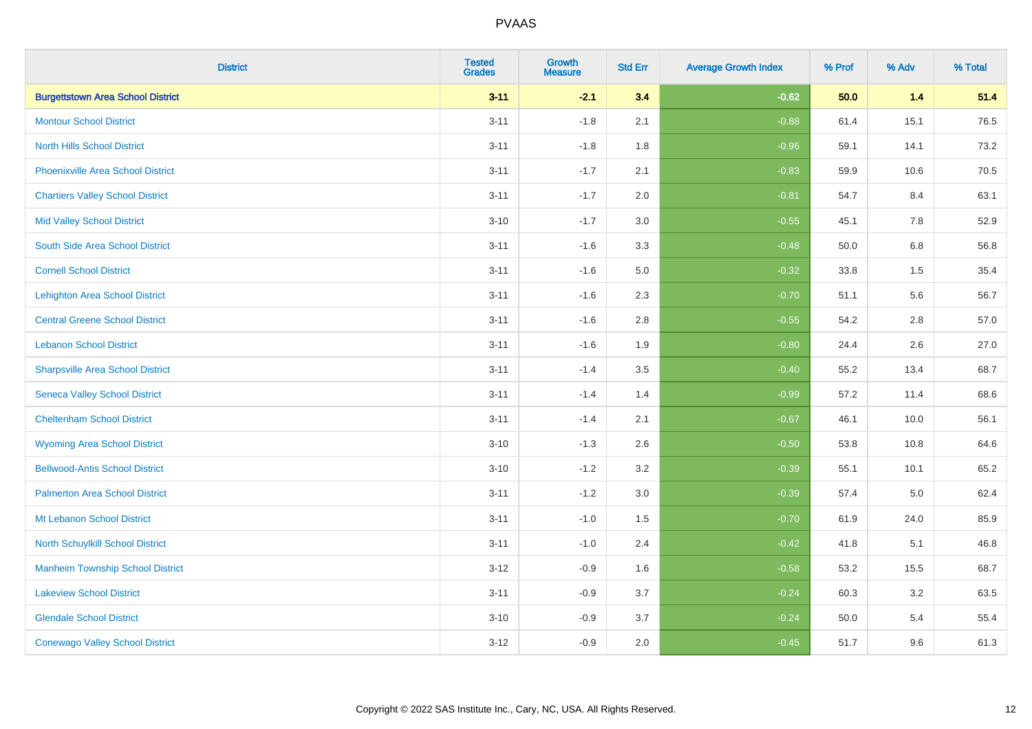# PVAAS

| District | Tested Grades | Growth Measure | Std Err | Average Growth Index | % Prof | % Adv | % Total |
|---|---|---|---|---|---|---|---|
| **Burgettstown Area School District** | **3-11** | **-2.1** | **3.4** | **-0.62** | **50.0** | **1.4** | **51.4** |
| Montour School District | 3-11 | -1.8 | 2.1 | -0.88 | 61.4 | 15.1 | 76.5 |
| North Hills School District | 3-11 | -1.8 | 1.8 | -0.96 | 59.1 | 14.1 | 73.2 |
| Phoenixville Area School District | 3-11 | -1.7 | 2.1 | -0.83 | 59.9 | 10.6 | 70.5 |
| Chartiers Valley School District | 3-11 | -1.7 | 2.0 | -0.81 | 54.7 | 8.4 | 63.1 |
| Mid Valley School District | 3-10 | -1.7 | 3.0 | -0.55 | 45.1 | 7.8 | 52.9 |
| South Side Area School District | 3-11 | -1.6 | 3.3 | -0.48 | 50.0 | 6.8 | 56.8 |
| Cornell School District | 3-11 | -1.6 | 5.0 | -0.32 | 33.8 | 1.5 | 35.4 |
| Lehighton Area School District | 3-11 | -1.6 | 2.3 | -0.70 | 51.1 | 5.6 | 56.7 |
| Central Greene School District | 3-11 | -1.6 | 2.8 | -0.55 | 54.2 | 2.8 | 57.0 |
| Lebanon School District | 3-11 | -1.6 | 1.9 | -0.80 | 24.4 | 2.6 | 27.0 |
| Sharpsville Area School District | 3-11 | -1.4 | 3.5 | -0.40 | 55.2 | 13.4 | 68.7 |
| Seneca Valley School District | 3-11 | -1.4 | 1.4 | -0.99 | 57.2 | 11.4 | 68.6 |
| Cheltenham School District | 3-11 | -1.4 | 2.1 | -0.67 | 46.1 | 10.0 | 56.1 |
| Wyoming Area School District | 3-10 | -1.3 | 2.6 | -0.50 | 53.8 | 10.8 | 64.6 |
| Bellwood-Antis School District | 3-10 | -1.2 | 3.2 | -0.39 | 55.1 | 10.1 | 65.2 |
| Palmerton Area School District | 3-11 | -1.2 | 3.0 | -0.39 | 57.4 | 5.0 | 62.4 |
| Mt Lebanon School District | 3-11 | -1.0 | 1.5 | -0.70 | 61.9 | 24.0 | 85.9 |
| North Schuylkill School District | 3-11 | -1.0 | 2.4 | -0.42 | 41.8 | 5.1 | 46.8 |
| Manheim Township School District | 3-12 | -0.9 | 1.6 | -0.58 | 53.2 | 15.5 | 68.7 |
| Lakeview School District | 3-11 | -0.9 | 3.7 | -0.24 | 60.3 | 3.2 | 63.5 |
| Glendale School District | 3-10 | -0.9 | 3.7 | -0.24 | 50.0 | 5.4 | 55.4 |
| Conewago Valley School District | 3-12 | -0.9 | 2.0 | -0.45 | 51.7 | 9.6 | 61.3 |

Copyright © 2022 SAS Institute Inc., Cary, NC, USA. All Rights Reserved.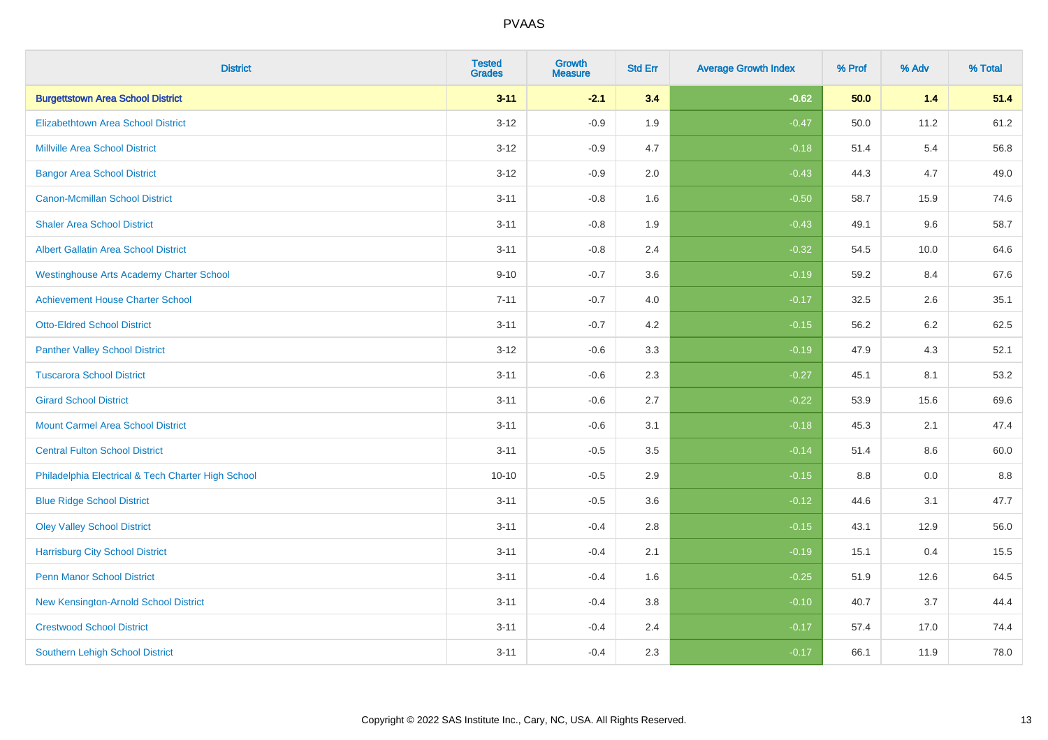# PVAAS

| District | Tested Grades | Growth Measure | Std Err | Average Growth Index | % Prof | % Adv | % Total |
|---|---|---|---|---|---|---|---|
| **Burgettstown Area School District** | **3-11** | **-2.1** | **3.4** | **-0.62** | **50.0** | **1.4** | **51.4** |
| Elizabethtown Area School District | 3-12 | -0.9 | 1.9 | -0.47 | 50.0 | 11.2 | 61.2 |
| Millville Area School District | 3-12 | -0.9 | 4.7 | -0.18 | 51.4 | 5.4 | 56.8 |
| Bangor Area School District | 3-12 | -0.9 | 2.0 | -0.43 | 44.3 | 4.7 | 49.0 |
| Canon-Mcmillan School District | 3-11 | -0.8 | 1.6 | -0.50 | 58.7 | 15.9 | 74.6 |
| Shaler Area School District | 3-11 | -0.8 | 1.9 | -0.43 | 49.1 | 9.6 | 58.7 |
| Albert Gallatin Area School District | 3-11 | -0.8 | 2.4 | -0.32 | 54.5 | 10.0 | 64.6 |
| Westinghouse Arts Academy Charter School | 9-10 | -0.7 | 3.6 | -0.19 | 59.2 | 8.4 | 67.6 |
| Achievement House Charter School | 7-11 | -0.7 | 4.0 | -0.17 | 32.5 | 2.6 | 35.1 |
| Otto-Eldred School District | 3-11 | -0.7 | 4.2 | -0.15 | 56.2 | 6.2 | 62.5 |
| Panther Valley School District | 3-12 | -0.6 | 3.3 | -0.19 | 47.9 | 4.3 | 52.1 |
| Tuscarora School District | 3-11 | -0.6 | 2.3 | -0.27 | 45.1 | 8.1 | 53.2 |
| Girard School District | 3-11 | -0.6 | 2.7 | -0.22 | 53.9 | 15.6 | 69.6 |
| Mount Carmel Area School District | 3-11 | -0.6 | 3.1 | -0.18 | 45.3 | 2.1 | 47.4 |
| Central Fulton School District | 3-11 | -0.5 | 3.5 | -0.14 | 51.4 | 8.6 | 60.0 |
| Philadelphia Electrical & Tech Charter High School | 10-10 | -0.5 | 2.9 | -0.15 | 8.8 | 0.0 | 8.8 |
| Blue Ridge School District | 3-11 | -0.5 | 3.6 | -0.12 | 44.6 | 3.1 | 47.7 |
| Oley Valley School District | 3-11 | -0.4 | 2.8 | -0.15 | 43.1 | 12.9 | 56.0 |
| Harrisburg City School District | 3-11 | -0.4 | 2.1 | -0.19 | 15.1 | 0.4 | 15.5 |
| Penn Manor School District | 3-11 | -0.4 | 1.6 | -0.25 | 51.9 | 12.6 | 64.5 |
| New Kensington-Arnold School District | 3-11 | -0.4 | 3.8 | -0.10 | 40.7 | 3.7 | 44.4 |
| Crestwood School District | 3-11 | -0.4 | 2.4 | -0.17 | 57.4 | 17.0 | 74.4 |
| Southern Lehigh School District | 3-11 | -0.4 | 2.3 | -0.17 | 66.1 | 11.9 | 78.0 |

Copyright © 2022 SAS Institute Inc., Cary, NC, USA. All Rights Reserved.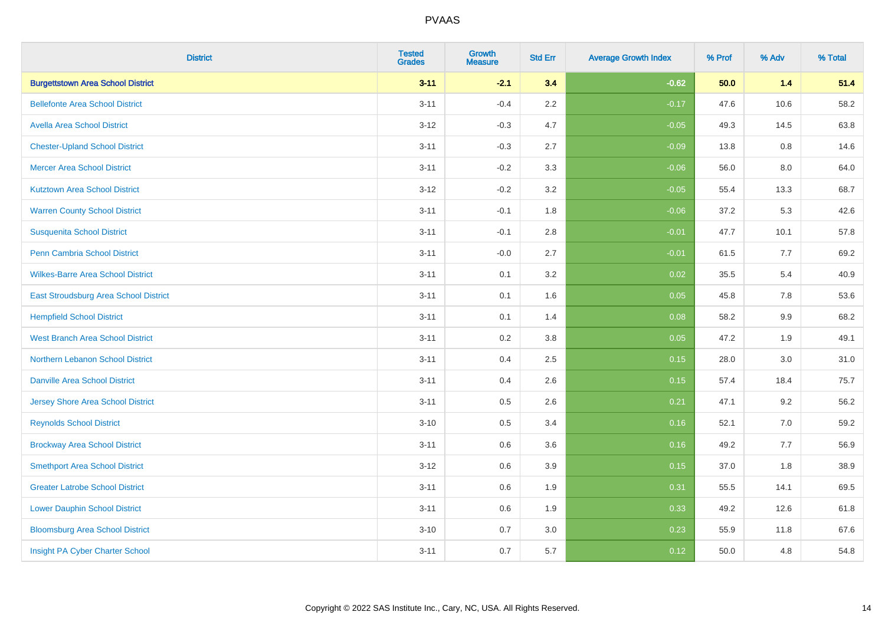| District | Tested Grades | Growth Measure | Std Err | Average Growth Index | % Prof | % Adv | % Total |
|---|---|---|---|---|---|---|---|
| **Burgettstown Area School District** | **3-11** | **-2.1** | **3.4** | **-0.62** | **50.0** | **1.4** | **51.4** |
| Bellefonte Area School District | 3-11 | -0.4 | 2.2 | -0.17 | 47.6 | 10.6 | 58.2 |
| Avella Area School District | 3-12 | -0.3 | 4.7 | -0.05 | 49.3 | 14.5 | 63.8 |
| Chester-Upland School District | 3-11 | -0.3 | 2.7 | -0.09 | 13.8 | 0.8 | 14.6 |
| Mercer Area School District | 3-11 | -0.2 | 3.3 | -0.06 | 56.0 | 8.0 | 64.0 |
| Kutztown Area School District | 3-12 | -0.2 | 3.2 | -0.05 | 55.4 | 13.3 | 68.7 |
| Warren County School District | 3-11 | -0.1 | 1.8 | -0.06 | 37.2 | 5.3 | 42.6 |
| Susquenita School District | 3-11 | -0.1 | 2.8 | -0.01 | 47.7 | 10.1 | 57.8 |
| Penn Cambria School District | 3-11 | -0.0 | 2.7 | -0.01 | 61.5 | 7.7 | 69.2 |
| Wilkes-Barre Area School District | 3-11 | 0.1 | 3.2 | 0.02 | 35.5 | 5.4 | 40.9 |
| East Stroudsburg Area School District | 3-11 | 0.1 | 1.6 | 0.05 | 45.8 | 7.8 | 53.6 |
| Hempfield School District | 3-11 | 0.1 | 1.4 | 0.08 | 58.2 | 9.9 | 68.2 |
| West Branch Area School District | 3-11 | 0.2 | 3.8 | 0.05 | 47.2 | 1.9 | 49.1 |
| Northern Lebanon School District | 3-11 | 0.4 | 2.5 | 0.15 | 28.0 | 3.0 | 31.0 |
| Danville Area School District | 3-11 | 0.4 | 2.6 | 0.15 | 57.4 | 18.4 | 75.7 |
| Jersey Shore Area School District | 3-11 | 0.5 | 2.6 | 0.21 | 47.1 | 9.2 | 56.2 |
| Reynolds School District | 3-10 | 0.5 | 3.4 | 0.16 | 52.1 | 7.0 | 59.2 |
| Brockway Area School District | 3-11 | 0.6 | 3.6 | 0.16 | 49.2 | 7.7 | 56.9 |
| Smethport Area School District | 3-12 | 0.6 | 3.9 | 0.15 | 37.0 | 1.8 | 38.9 |
| Greater Latrobe School District | 3-11 | 0.6 | 1.9 | 0.31 | 55.5 | 14.1 | 69.5 |
| Lower Dauphin School District | 3-11 | 0.6 | 1.9 | 0.33 | 49.2 | 12.6 | 61.8 |
| Bloomsburg Area School District | 3-10 | 0.7 | 3.0 | 0.23 | 55.9 | 11.8 | 67.6 |
| Insight PA Cyber Charter School | 3-11 | 0.7 | 5.7 | 0.12 | 50.0 | 4.8 | 54.8 |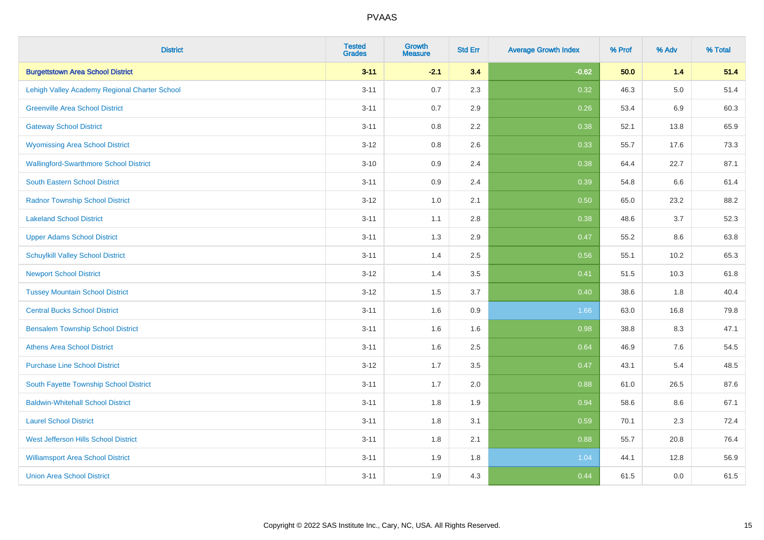# PVAAS

| District | Tested Grades | Growth Measure | Std Err | Average Growth Index | % Prof | % Adv | % Total |
|---|---|---|---|---|---|---|---|
| **Burgettstown Area School District** | **3-11** | **-2.1** | **3.4** | **-0.62** | **50.0** | **1.4** | **51.4** |
| Lehigh Valley Academy Regional Charter School | 3-11 | 0.7 | 2.3 | 0.32 | 46.3 | 5.0 | 51.4 |
| Greenville Area School District | 3-11 | 0.7 | 2.9 | 0.26 | 53.4 | 6.9 | 60.3 |
| Gateway School District | 3-11 | 0.8 | 2.2 | 0.38 | 52.1 | 13.8 | 65.9 |
| Wyomissing Area School District | 3-12 | 0.8 | 2.6 | 0.33 | 55.7 | 17.6 | 73.3 |
| Wallingford-Swarthmore School District | 3-10 | 0.9 | 2.4 | 0.38 | 64.4 | 22.7 | 87.1 |
| South Eastern School District | 3-11 | 0.9 | 2.4 | 0.39 | 54.8 | 6.6 | 61.4 |
| Radnor Township School District | 3-12 | 1.0 | 2.1 | 0.50 | 65.0 | 23.2 | 88.2 |
| Lakeland School District | 3-11 | 1.1 | 2.8 | 0.38 | 48.6 | 3.7 | 52.3 |
| Upper Adams School District | 3-11 | 1.3 | 2.9 | 0.47 | 55.2 | 8.6 | 63.8 |
| Schuylkill Valley School District | 3-11 | 1.4 | 2.5 | 0.56 | 55.1 | 10.2 | 65.3 |
| Newport School District | 3-12 | 1.4 | 3.5 | 0.41 | 51.5 | 10.3 | 61.8 |
| Tussey Mountain School District | 3-12 | 1.5 | 3.7 | 0.40 | 38.6 | 1.8 | 40.4 |
| Central Bucks School District | 3-11 | 1.6 | 0.9 | 1.66 | 63.0 | 16.8 | 79.8 |
| Bensalem Township School District | 3-11 | 1.6 | 1.6 | 0.98 | 38.8 | 8.3 | 47.1 |
| Athens Area School District | 3-11 | 1.6 | 2.5 | 0.64 | 46.9 | 7.6 | 54.5 |
| Purchase Line School District | 3-12 | 1.7 | 3.5 | 0.47 | 43.1 | 5.4 | 48.5 |
| South Fayette Township School District | 3-11 | 1.7 | 2.0 | 0.88 | 61.0 | 26.5 | 87.6 |
| Baldwin-Whitehall School District | 3-11 | 1.8 | 1.9 | 0.94 | 58.6 | 8.6 | 67.1 |
| Laurel School District | 3-11 | 1.8 | 3.1 | 0.59 | 70.1 | 2.3 | 72.4 |
| West Jefferson Hills School District | 3-11 | 1.8 | 2.1 | 0.88 | 55.7 | 20.8 | 76.4 |
| Williamsport Area School District | 3-11 | 1.9 | 1.8 | 1.04 | 44.1 | 12.8 | 56.9 |
| Union Area School District | 3-11 | 1.9 | 4.3 | 0.44 | 61.5 | 0.0 | 61.5 |

Copyright © 2022 SAS Institute Inc., Cary, NC, USA. All Rights Reserved.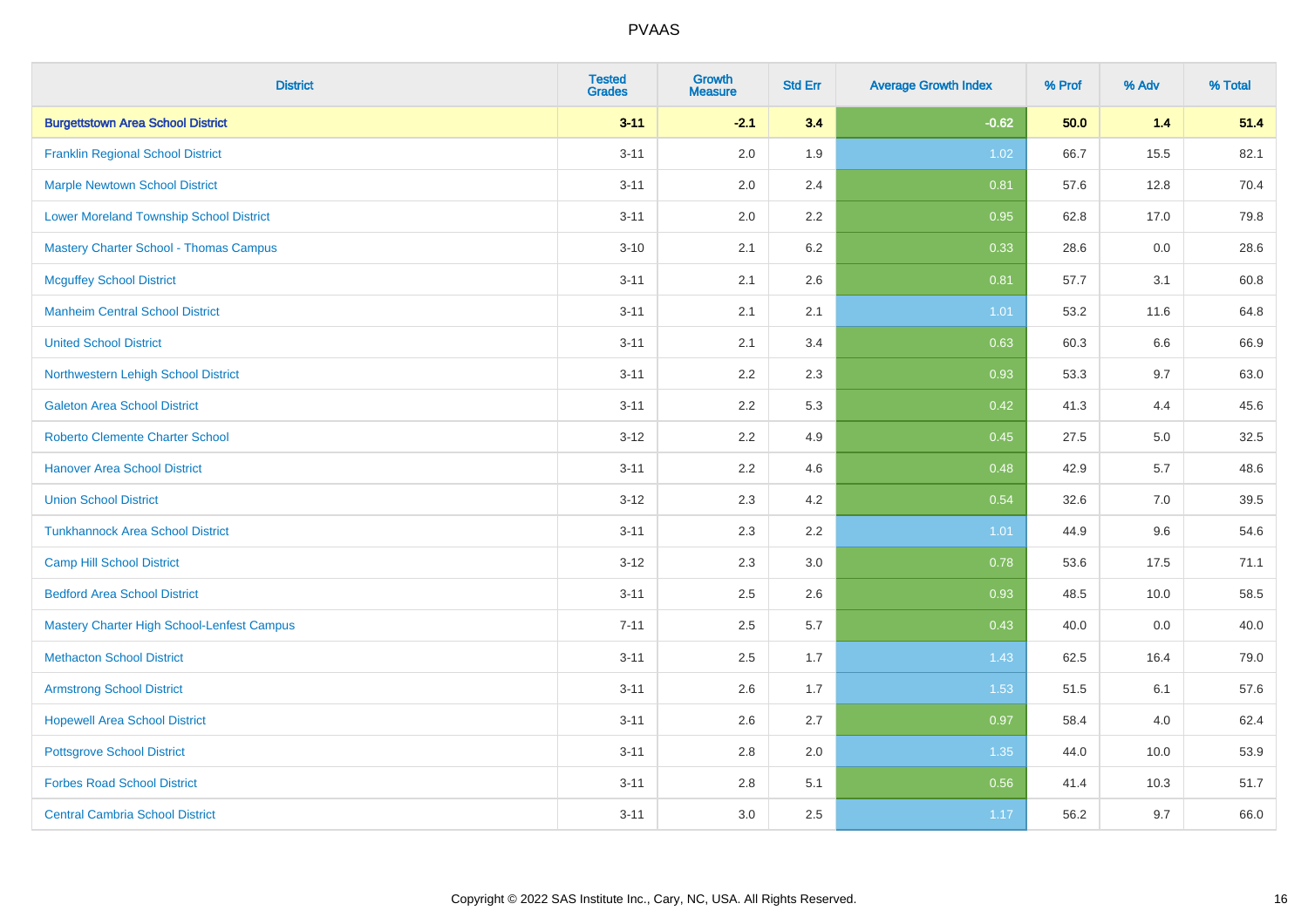| District | Tested Grades | Growth Measure | Std Err | Average Growth Index | % Prof | % Adv | % Total |
|---|---|---|---|---|---|---|---|
| **Burgettstown Area School District** | **3-11** | **-2.1** | **3.4** | **-0.62** | **50.0** | **1.4** | **51.4** |
| Franklin Regional School District | 3-11 | 2.0 | 1.9 | 1.02 | 66.7 | 15.5 | 82.1 |
| Marple Newtown School District | 3-11 | 2.0 | 2.4 | 0.81 | 57.6 | 12.8 | 70.4 |
| Lower Moreland Township School District | 3-11 | 2.0 | 2.2 | 0.95 | 62.8 | 17.0 | 79.8 |
| Mastery Charter School - Thomas Campus | 3-10 | 2.1 | 6.2 | 0.33 | 28.6 | 0.0 | 28.6 |
| Mcguffey School District | 3-11 | 2.1 | 2.6 | 0.81 | 57.7 | 3.1 | 60.8 |
| Manheim Central School District | 3-11 | 2.1 | 2.1 | 1.01 | 53.2 | 11.6 | 64.8 |
| United School District | 3-11 | 2.1 | 3.4 | 0.63 | 60.3 | 6.6 | 66.9 |
| Northwestern Lehigh School District | 3-11 | 2.2 | 2.3 | 0.93 | 53.3 | 9.7 | 63.0 |
| Galeton Area School District | 3-11 | 2.2 | 5.3 | 0.42 | 41.3 | 4.4 | 45.6 |
| Roberto Clemente Charter School | 3-12 | 2.2 | 4.9 | 0.45 | 27.5 | 5.0 | 32.5 |
| Hanover Area School District | 3-11 | 2.2 | 4.6 | 0.48 | 42.9 | 5.7 | 48.6 |
| Union School District | 3-12 | 2.3 | 4.2 | 0.54 | 32.6 | 7.0 | 39.5 |
| Tunkhannock Area School District | 3-11 | 2.3 | 2.2 | 1.01 | 44.9 | 9.6 | 54.6 |
| Camp Hill School District | 3-12 | 2.3 | 3.0 | 0.78 | 53.6 | 17.5 | 71.1 |
| Bedford Area School District | 3-11 | 2.5 | 2.6 | 0.93 | 48.5 | 10.0 | 58.5 |
| Mastery Charter High School-Lenfest Campus | 7-11 | 2.5 | 5.7 | 0.43 | 40.0 | 0.0 | 40.0 |
| Methacton School District | 3-11 | 2.5 | 1.7 | 1.43 | 62.5 | 16.4 | 79.0 |
| Armstrong School District | 3-11 | 2.6 | 1.7 | 1.53 | 51.5 | 6.1 | 57.6 |
| Hopewell Area School District | 3-11 | 2.6 | 2.7 | 0.97 | 58.4 | 4.0 | 62.4 |
| Pottsgrove School District | 3-11 | 2.8 | 2.0 | 1.35 | 44.0 | 10.0 | 53.9 |
| Forbes Road School District | 3-11 | 2.8 | 5.1 | 0.56 | 41.4 | 10.3 | 51.7 |
| Central Cambria School District | 3-11 | 3.0 | 2.5 | 1.17 | 56.2 | 9.7 | 66.0 |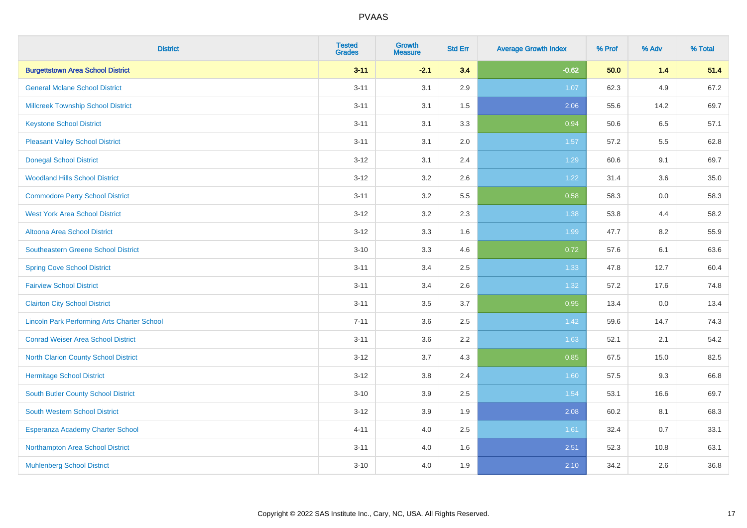# PVAAS

| District | Tested Grades | Growth Measure | Std Err | Average Growth Index | % Prof | % Adv | % Total |
|---|---|---|---|---|---|---|---|
| **Burgettstown Area School District** | **3-11** | **-2.1** | **3.4** | **-0.62** | **50.0** | **1.4** | **51.4** |
| General Mclane School District | 3-11 | 3.1 | 2.9 | 1.07 | 62.3 | 4.9 | 67.2 |
| Millcreek Township School District | 3-11 | 3.1 | 1.5 | 2.06 | 55.6 | 14.2 | 69.7 |
| Keystone School District | 3-11 | 3.1 | 3.3 | 0.94 | 50.6 | 6.5 | 57.1 |
| Pleasant Valley School District | 3-11 | 3.1 | 2.0 | 1.57 | 57.2 | 5.5 | 62.8 |
| Donegal School District | 3-12 | 3.1 | 2.4 | 1.29 | 60.6 | 9.1 | 69.7 |
| Woodland Hills School District | 3-12 | 3.2 | 2.6 | 1.22 | 31.4 | 3.6 | 35.0 |
| Commodore Perry School District | 3-11 | 3.2 | 5.5 | 0.58 | 58.3 | 0.0 | 58.3 |
| West York Area School District | 3-12 | 3.2 | 2.3 | 1.38 | 53.8 | 4.4 | 58.2 |
| Altoona Area School District | 3-12 | 3.3 | 1.6 | 1.99 | 47.7 | 8.2 | 55.9 |
| Southeastern Greene School District | 3-10 | 3.3 | 4.6 | 0.72 | 57.6 | 6.1 | 63.6 |
| Spring Cove School District | 3-11 | 3.4 | 2.5 | 1.33 | 47.8 | 12.7 | 60.4 |
| Fairview School District | 3-11 | 3.4 | 2.6 | 1.32 | 57.2 | 17.6 | 74.8 |
| Clairton City School District | 3-11 | 3.5 | 3.7 | 0.95 | 13.4 | 0.0 | 13.4 |
| Lincoln Park Performing Arts Charter School | 7-11 | 3.6 | 2.5 | 1.42 | 59.6 | 14.7 | 74.3 |
| Conrad Weiser Area School District | 3-11 | 3.6 | 2.2 | 1.63 | 52.1 | 2.1 | 54.2 |
| North Clarion County School District | 3-12 | 3.7 | 4.3 | 0.85 | 67.5 | 15.0 | 82.5 |
| Hermitage School District | 3-12 | 3.8 | 2.4 | 1.60 | 57.5 | 9.3 | 66.8 |
| South Butler County School District | 3-10 | 3.9 | 2.5 | 1.54 | 53.1 | 16.6 | 69.7 |
| South Western School District | 3-12 | 3.9 | 1.9 | 2.08 | 60.2 | 8.1 | 68.3 |
| Esperanza Academy Charter School | 4-11 | 4.0 | 2.5 | 1.61 | 32.4 | 0.7 | 33.1 |
| Northampton Area School District | 3-11 | 4.0 | 1.6 | 2.51 | 52.3 | 10.8 | 63.1 |
| Muhlenberg School District | 3-10 | 4.0 | 1.9 | 2.10 | 34.2 | 2.6 | 36.8 |

Copyright © 2022 SAS Institute Inc., Cary, NC, USA. All Rights Reserved.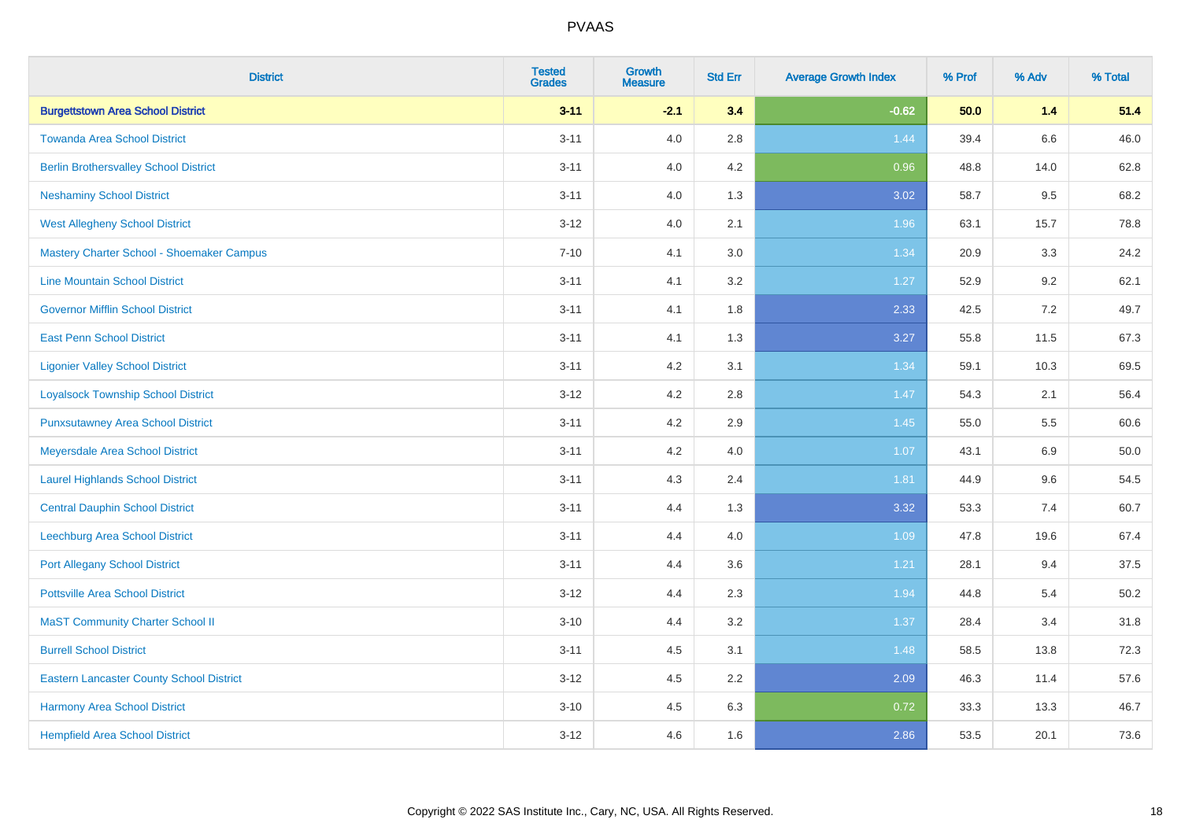# PVAAS

| District | Tested Grades | Growth Measure | Std Err | Average Growth Index | % Prof | % Adv | % Total |
|---|---|---|---|---|---|---|---|
| **Burgettstown Area School District** | **3-11** | **-2.1** | **3.4** | **-0.62** | **50.0** | **1.4** | **51.4** |
| Towanda Area School District | 3-11 | 4.0 | 2.8 | 1.44 | 39.4 | 6.6 | 46.0 |
| Berlin Brothersvalley School District | 3-11 | 4.0 | 4.2 | 0.96 | 48.8 | 14.0 | 62.8 |
| Neshaminy School District | 3-11 | 4.0 | 1.3 | 3.02 | 58.7 | 9.5 | 68.2 |
| West Allegheny School District | 3-12 | 4.0 | 2.1 | 1.96 | 63.1 | 15.7 | 78.8 |
| Mastery Charter School - Shoemaker Campus | 7-10 | 4.1 | 3.0 | 1.34 | 20.9 | 3.3 | 24.2 |
| Line Mountain School District | 3-11 | 4.1 | 3.2 | 1.27 | 52.9 | 9.2 | 62.1 |
| Governor Mifflin School District | 3-11 | 4.1 | 1.8 | 2.33 | 42.5 | 7.2 | 49.7 |
| East Penn School District | 3-11 | 4.1 | 1.3 | 3.27 | 55.8 | 11.5 | 67.3 |
| Ligonier Valley School District | 3-11 | 4.2 | 3.1 | 1.34 | 59.1 | 10.3 | 69.5 |
| Loyalsock Township School District | 3-12 | 4.2 | 2.8 | 1.47 | 54.3 | 2.1 | 56.4 |
| Punxsutawney Area School District | 3-11 | 4.2 | 2.9 | 1.45 | 55.0 | 5.5 | 60.6 |
| Meyersdale Area School District | 3-11 | 4.2 | 4.0 | 1.07 | 43.1 | 6.9 | 50.0 |
| Laurel Highlands School District | 3-11 | 4.3 | 2.4 | 1.81 | 44.9 | 9.6 | 54.5 |
| Central Dauphin School District | 3-11 | 4.4 | 1.3 | 3.32 | 53.3 | 7.4 | 60.7 |
| Leechburg Area School District | 3-11 | 4.4 | 4.0 | 1.09 | 47.8 | 19.6 | 67.4 |
| Port Allegany School District | 3-11 | 4.4 | 3.6 | 1.21 | 28.1 | 9.4 | 37.5 |
| Pottsville Area School District | 3-12 | 4.4 | 2.3 | 1.94 | 44.8 | 5.4 | 50.2 |
| MaST Community Charter School II | 3-10 | 4.4 | 3.2 | 1.37 | 28.4 | 3.4 | 31.8 |
| Burrell School District | 3-11 | 4.5 | 3.1 | 1.48 | 58.5 | 13.8 | 72.3 |
| Eastern Lancaster County School District | 3-12 | 4.5 | 2.2 | 2.09 | 46.3 | 11.4 | 57.6 |
| Harmony Area School District | 3-10 | 4.5 | 6.3 | 0.72 | 33.3 | 13.3 | 46.7 |
| Hempfield Area School District | 3-12 | 4.6 | 1.6 | 2.86 | 53.5 | 20.1 | 73.6 |

Copyright © 2022 SAS Institute Inc., Cary, NC, USA. All Rights Reserved.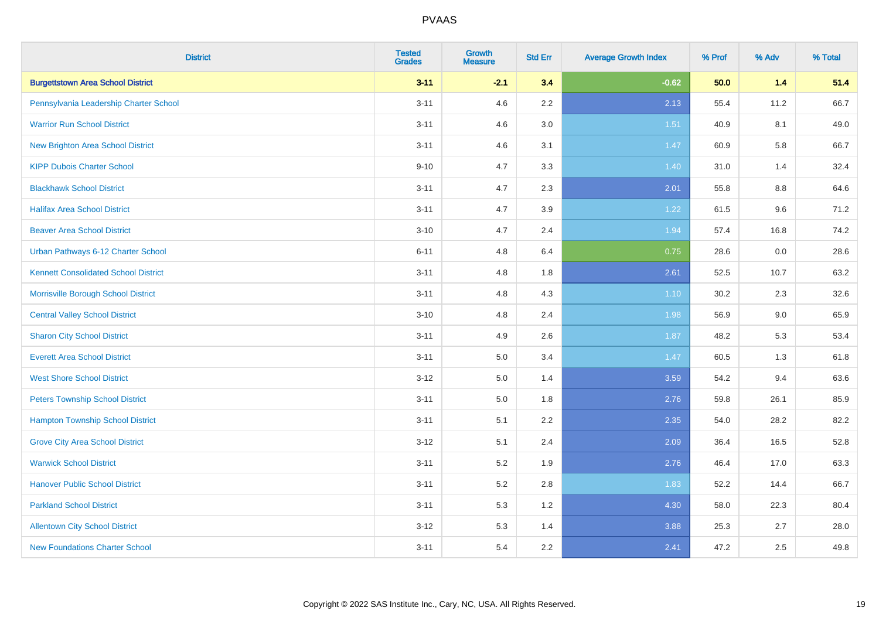| District | Tested Grades | Growth Measure | Std Err | Average Growth Index | % Prof | % Adv | % Total |
|---|---|---|---|---|---|---|---|
| **Burgettstown Area School District** | **3-11** | **-2.1** | **3.4** | **-0.62** | **50.0** | **1.4** | **51.4** |
| Pennsylvania Leadership Charter School | 3-11 | 4.6 | 2.2 | 2.13 | 55.4 | 11.2 | 66.7 |
| Warrior Run School District | 3-11 | 4.6 | 3.0 | 1.51 | 40.9 | 8.1 | 49.0 |
| New Brighton Area School District | 3-11 | 4.6 | 3.1 | 1.47 | 60.9 | 5.8 | 66.7 |
| KIPP Dubois Charter School | 9-10 | 4.7 | 3.3 | 1.40 | 31.0 | 1.4 | 32.4 |
| Blackhawk School District | 3-11 | 4.7 | 2.3 | 2.01 | 55.8 | 8.8 | 64.6 |
| Halifax Area School District | 3-11 | 4.7 | 3.9 | 1.22 | 61.5 | 9.6 | 71.2 |
| Beaver Area School District | 3-10 | 4.7 | 2.4 | 1.94 | 57.4 | 16.8 | 74.2 |
| Urban Pathways 6-12 Charter School | 6-11 | 4.8 | 6.4 | 0.75 | 28.6 | 0.0 | 28.6 |
| Kennett Consolidated School District | 3-11 | 4.8 | 1.8 | 2.61 | 52.5 | 10.7 | 63.2 |
| Morrisville Borough School District | 3-11 | 4.8 | 4.3 | 1.10 | 30.2 | 2.3 | 32.6 |
| Central Valley School District | 3-10 | 4.8 | 2.4 | 1.98 | 56.9 | 9.0 | 65.9 |
| Sharon City School District | 3-11 | 4.9 | 2.6 | 1.87 | 48.2 | 5.3 | 53.4 |
| Everett Area School District | 3-11 | 5.0 | 3.4 | 1.47 | 60.5 | 1.3 | 61.8 |
| West Shore School District | 3-12 | 5.0 | 1.4 | 3.59 | 54.2 | 9.4 | 63.6 |
| Peters Township School District | 3-11 | 5.0 | 1.8 | 2.76 | 59.8 | 26.1 | 85.9 |
| Hampton Township School District | 3-11 | 5.1 | 2.2 | 2.35 | 54.0 | 28.2 | 82.2 |
| Grove City Area School District | 3-12 | 5.1 | 2.4 | 2.09 | 36.4 | 16.5 | 52.8 |
| Warwick School District | 3-11 | 5.2 | 1.9 | 2.76 | 46.4 | 17.0 | 63.3 |
| Hanover Public School District | 3-11 | 5.2 | 2.8 | 1.83 | 52.2 | 14.4 | 66.7 |
| Parkland School District | 3-11 | 5.3 | 1.2 | 4.30 | 58.0 | 22.3 | 80.4 |
| Allentown City School District | 3-12 | 5.3 | 1.4 | 3.88 | 25.3 | 2.7 | 28.0 |
| New Foundations Charter School | 3-11 | 5.4 | 2.2 | 2.41 | 47.2 | 2.5 | 49.8 |

Copyright © 2022 SAS Institute Inc., Cary, NC, USA. All Rights Reserved.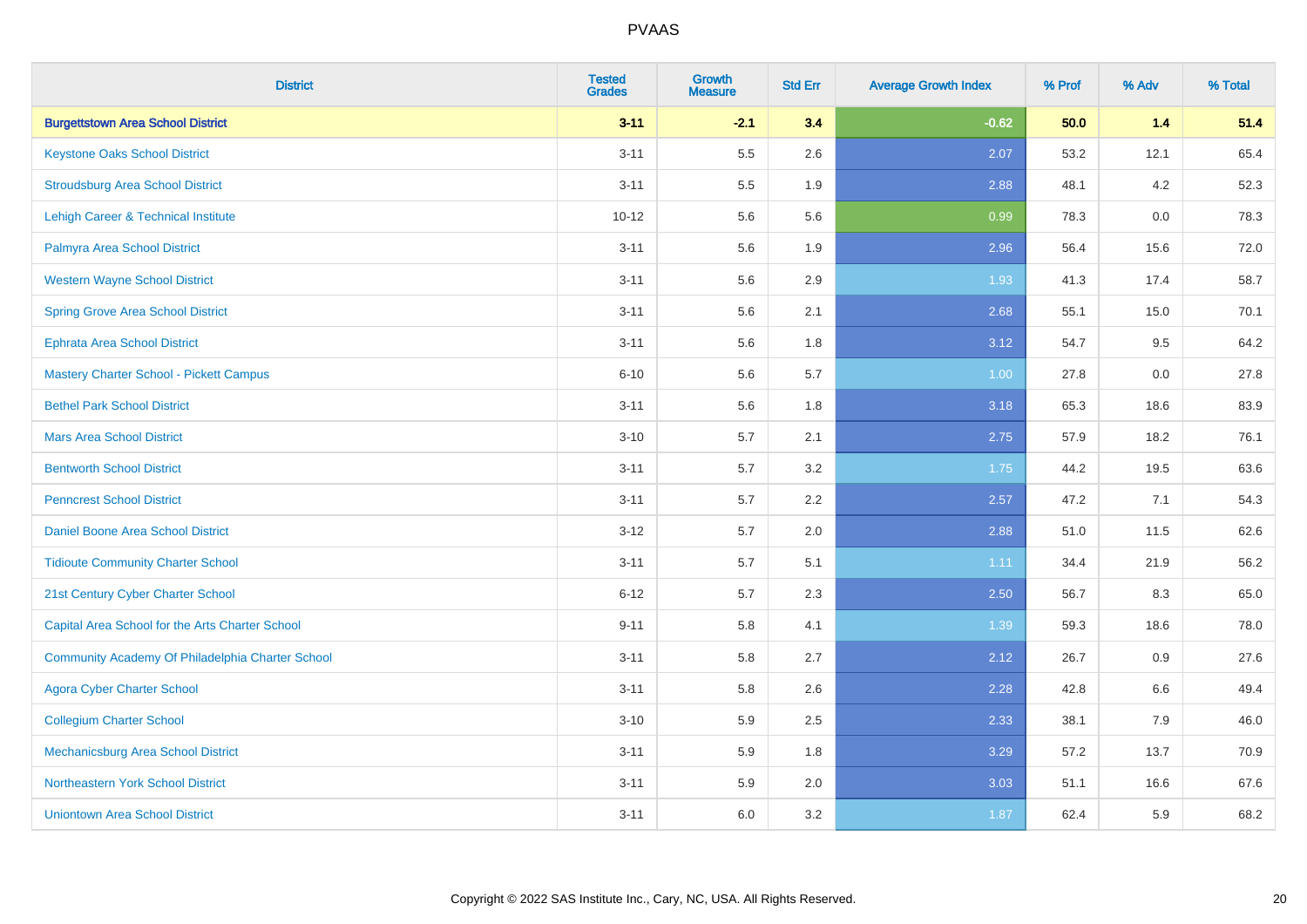# PVAAS

| District | Tested Grades | Growth Measure | Std Err | Average Growth Index | % Prof | % Adv | % Total |
|---|---|---|---|---|---|---|---|
| **Burgettstown Area School District** | **3-11** | **-2.1** | **3.4** | **-0.62** | **50.0** | **1.4** | **51.4** |
| Keystone Oaks School District | 3-11 | 5.5 | 2.6 | 2.07 | 53.2 | 12.1 | 65.4 |
| Stroudsburg Area School District | 3-11 | 5.5 | 1.9 | 2.88 | 48.1 | 4.2 | 52.3 |
| Lehigh Career & Technical Institute | 10-12 | 5.6 | 5.6 | 0.99 | 78.3 | 0.0 | 78.3 |
| Palmyra Area School District | 3-11 | 5.6 | 1.9 | 2.96 | 56.4 | 15.6 | 72.0 |
| Western Wayne School District | 3-11 | 5.6 | 2.9 | 1.93 | 41.3 | 17.4 | 58.7 |
| Spring Grove Area School District | 3-11 | 5.6 | 2.1 | 2.68 | 55.1 | 15.0 | 70.1 |
| Ephrata Area School District | 3-11 | 5.6 | 1.8 | 3.12 | 54.7 | 9.5 | 64.2 |
| Mastery Charter School - Pickett Campus | 6-10 | 5.6 | 5.7 | 1.00 | 27.8 | 0.0 | 27.8 |
| Bethel Park School District | 3-11 | 5.6 | 1.8 | 3.18 | 65.3 | 18.6 | 83.9 |
| Mars Area School District | 3-10 | 5.7 | 2.1 | 2.75 | 57.9 | 18.2 | 76.1 |
| Bentworth School District | 3-11 | 5.7 | 3.2 | 1.75 | 44.2 | 19.5 | 63.6 |
| Penncrest School District | 3-11 | 5.7 | 2.2 | 2.57 | 47.2 | 7.1 | 54.3 |
| Daniel Boone Area School District | 3-12 | 5.7 | 2.0 | 2.88 | 51.0 | 11.5 | 62.6 |
| Tidioute Community Charter School | 3-11 | 5.7 | 5.1 | 1.11 | 34.4 | 21.9 | 56.2 |
| 21st Century Cyber Charter School | 6-12 | 5.7 | 2.3 | 2.50 | 56.7 | 8.3 | 65.0 |
| Capital Area School for the Arts Charter School | 9-11 | 5.8 | 4.1 | 1.39 | 59.3 | 18.6 | 78.0 |
| Community Academy Of Philadelphia Charter School | 3-11 | 5.8 | 2.7 | 2.12 | 26.7 | 0.9 | 27.6 |
| Agora Cyber Charter School | 3-11 | 5.8 | 2.6 | 2.28 | 42.8 | 6.6 | 49.4 |
| Collegium Charter School | 3-10 | 5.9 | 2.5 | 2.33 | 38.1 | 7.9 | 46.0 |
| Mechanicsburg Area School District | 3-11 | 5.9 | 1.8 | 3.29 | 57.2 | 13.7 | 70.9 |
| Northeastern York School District | 3-11 | 5.9 | 2.0 | 3.03 | 51.1 | 16.6 | 67.6 |
| Uniontown Area School District | 3-11 | 6.0 | 3.2 | 1.87 | 62.4 | 5.9 | 68.2 |

Copyright © 2022 SAS Institute Inc., Cary, NC, USA. All Rights Reserved.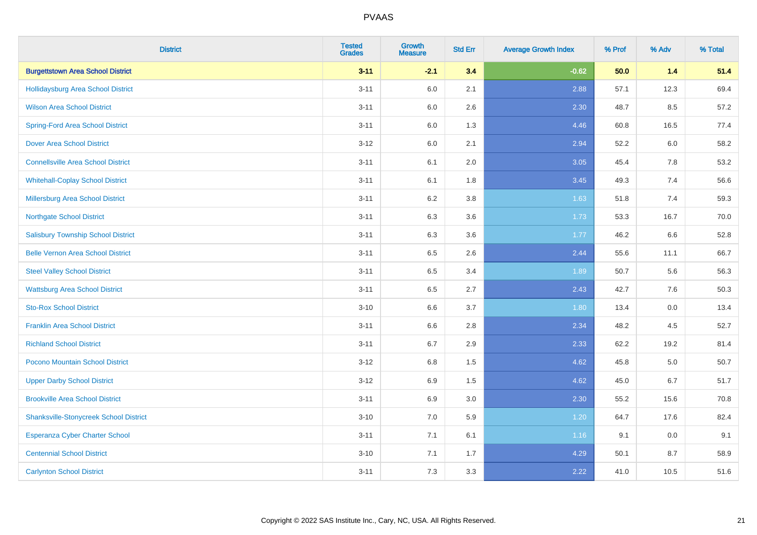| District | Tested Grades | Growth Measure | Std Err | Average Growth Index | % Prof | % Adv | % Total |
|---|---|---|---|---|---|---|---|
| **Burgettstown Area School District** | **3-11** | **-2.1** | **3.4** | **-0.62** | **50.0** | **1.4** | **51.4** |
| Hollidaysburg Area School District | 3-11 | 6.0 | 2.1 | 2.88 | 57.1 | 12.3 | 69.4 |
| Wilson Area School District | 3-11 | 6.0 | 2.6 | 2.30 | 48.7 | 8.5 | 57.2 |
| Spring-Ford Area School District | 3-11 | 6.0 | 1.3 | 4.46 | 60.8 | 16.5 | 77.4 |
| Dover Area School District | 3-12 | 6.0 | 2.1 | 2.94 | 52.2 | 6.0 | 58.2 |
| Connellsville Area School District | 3-11 | 6.1 | 2.0 | 3.05 | 45.4 | 7.8 | 53.2 |
| Whitehall-Coplay School District | 3-11 | 6.1 | 1.8 | 3.45 | 49.3 | 7.4 | 56.6 |
| Millersburg Area School District | 3-11 | 6.2 | 3.8 | 1.63 | 51.8 | 7.4 | 59.3 |
| Northgate School District | 3-11 | 6.3 | 3.6 | 1.73 | 53.3 | 16.7 | 70.0 |
| Salisbury Township School District | 3-11 | 6.3 | 3.6 | 1.77 | 46.2 | 6.6 | 52.8 |
| Belle Vernon Area School District | 3-11 | 6.5 | 2.6 | 2.44 | 55.6 | 11.1 | 66.7 |
| Steel Valley School District | 3-11 | 6.5 | 3.4 | 1.89 | 50.7 | 5.6 | 56.3 |
| Wattsburg Area School District | 3-11 | 6.5 | 2.7 | 2.43 | 42.7 | 7.6 | 50.3 |
| Sto-Rox School District | 3-10 | 6.6 | 3.7 | 1.80 | 13.4 | 0.0 | 13.4 |
| Franklin Area School District | 3-11 | 6.6 | 2.8 | 2.34 | 48.2 | 4.5 | 52.7 |
| Richland School District | 3-11 | 6.7 | 2.9 | 2.33 | 62.2 | 19.2 | 81.4 |
| Pocono Mountain School District | 3-12 | 6.8 | 1.5 | 4.62 | 45.8 | 5.0 | 50.7 |
| Upper Darby School District | 3-12 | 6.9 | 1.5 | 4.62 | 45.0 | 6.7 | 51.7 |
| Brookville Area School District | 3-11 | 6.9 | 3.0 | 2.30 | 55.2 | 15.6 | 70.8 |
| Shanksville-Stonycreek School District | 3-10 | 7.0 | 5.9 | 1.20 | 64.7 | 17.6 | 82.4 |
| Esperanza Cyber Charter School | 3-11 | 7.1 | 6.1 | 1.16 | 9.1 | 0.0 | 9.1 |
| Centennial School District | 3-10 | 7.1 | 1.7 | 4.29 | 50.1 | 8.7 | 58.9 |
| Carlynton School District | 3-11 | 7.3 | 3.3 | 2.22 | 41.0 | 10.5 | 51.6 |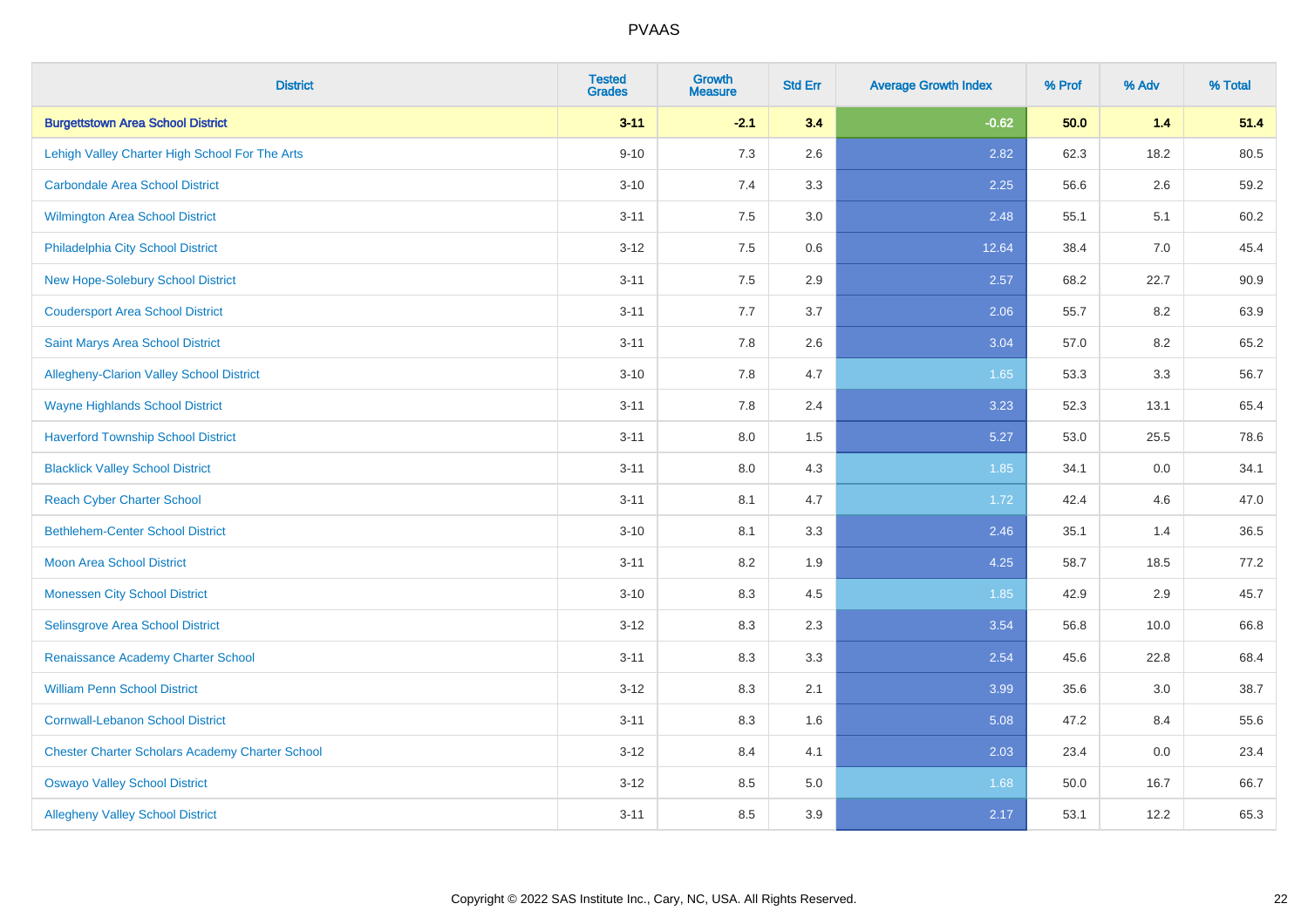| District | Tested Grades | Growth Measure | Std Err | Average Growth Index | % Prof | % Adv | % Total |
|---|---|---|---|---|---|---|---|
| **Burgettstown Area School District** | **3-11** | **-2.1** | **3.4** | **-0.62** | **50.0** | **1.4** | **51.4** |
| Lehigh Valley Charter High School For The Arts | 9-10 | 7.3 | 2.6 | 2.82 | 62.3 | 18.2 | 80.5 |
| Carbondale Area School District | 3-10 | 7.4 | 3.3 | 2.25 | 56.6 | 2.6 | 59.2 |
| Wilmington Area School District | 3-11 | 7.5 | 3.0 | 2.48 | 55.1 | 5.1 | 60.2 |
| Philadelphia City School District | 3-12 | 7.5 | 0.6 | 12.64 | 38.4 | 7.0 | 45.4 |
| New Hope-Solebury School District | 3-11 | 7.5 | 2.9 | 2.57 | 68.2 | 22.7 | 90.9 |
| Coudersport Area School District | 3-11 | 7.7 | 3.7 | 2.06 | 55.7 | 8.2 | 63.9 |
| Saint Marys Area School District | 3-11 | 7.8 | 2.6 | 3.04 | 57.0 | 8.2 | 65.2 |
| Allegheny-Clarion Valley School District | 3-10 | 7.8 | 4.7 | 1.65 | 53.3 | 3.3 | 56.7 |
| Wayne Highlands School District | 3-11 | 7.8 | 2.4 | 3.23 | 52.3 | 13.1 | 65.4 |
| Haverford Township School District | 3-11 | 8.0 | 1.5 | 5.27 | 53.0 | 25.5 | 78.6 |
| Blacklick Valley School District | 3-11 | 8.0 | 4.3 | 1.85 | 34.1 | 0.0 | 34.1 |
| Reach Cyber Charter School | 3-11 | 8.1 | 4.7 | 1.72 | 42.4 | 4.6 | 47.0 |
| Bethlehem-Center School District | 3-10 | 8.1 | 3.3 | 2.46 | 35.1 | 1.4 | 36.5 |
| Moon Area School District | 3-11 | 8.2 | 1.9 | 4.25 | 58.7 | 18.5 | 77.2 |
| Monessen City School District | 3-10 | 8.3 | 4.5 | 1.85 | 42.9 | 2.9 | 45.7 |
| Selinsgrove Area School District | 3-12 | 8.3 | 2.3 | 3.54 | 56.8 | 10.0 | 66.8 |
| Renaissance Academy Charter School | 3-11 | 8.3 | 3.3 | 2.54 | 45.6 | 22.8 | 68.4 |
| William Penn School District | 3-12 | 8.3 | 2.1 | 3.99 | 35.6 | 3.0 | 38.7 |
| Cornwall-Lebanon School District | 3-11 | 8.3 | 1.6 | 5.08 | 47.2 | 8.4 | 55.6 |
| Chester Charter Scholars Academy Charter School | 3-12 | 8.4 | 4.1 | 2.03 | 23.4 | 0.0 | 23.4 |
| Oswayo Valley School District | 3-12 | 8.5 | 5.0 | 1.68 | 50.0 | 16.7 | 66.7 |
| Allegheny Valley School District | 3-11 | 8.5 | 3.9 | 2.17 | 53.1 | 12.2 | 65.3 |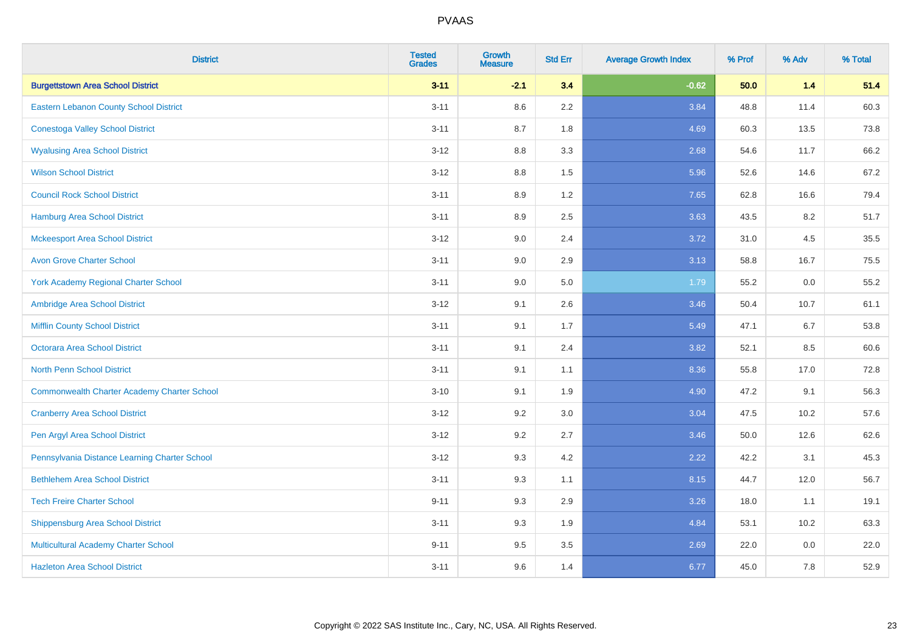| District | Tested Grades | Growth Measure | Std Err | Average Growth Index | % Prof | % Adv | % Total |
|---|---|---|---|---|---|---|---|
| **Burgettstown Area School District** | **3-11** | **-2.1** | **3.4** | **-0.62** | **50.0** | **1.4** | **51.4** |
| Eastern Lebanon County School District | 3-11 | 8.6 | 2.2 | 3.84 | 48.8 | 11.4 | 60.3 |
| Conestoga Valley School District | 3-11 | 8.7 | 1.8 | 4.69 | 60.3 | 13.5 | 73.8 |
| Wyalusing Area School District | 3-12 | 8.8 | 3.3 | 2.68 | 54.6 | 11.7 | 66.2 |
| Wilson School District | 3-12 | 8.8 | 1.5 | 5.96 | 52.6 | 14.6 | 67.2 |
| Council Rock School District | 3-11 | 8.9 | 1.2 | 7.65 | 62.8 | 16.6 | 79.4 |
| Hamburg Area School District | 3-11 | 8.9 | 2.5 | 3.63 | 43.5 | 8.2 | 51.7 |
| Mckeesport Area School District | 3-12 | 9.0 | 2.4 | 3.72 | 31.0 | 4.5 | 35.5 |
| Avon Grove Charter School | 3-11 | 9.0 | 2.9 | 3.13 | 58.8 | 16.7 | 75.5 |
| York Academy Regional Charter School | 3-11 | 9.0 | 5.0 | 1.79 | 55.2 | 0.0 | 55.2 |
| Ambridge Area School District | 3-12 | 9.1 | 2.6 | 3.46 | 50.4 | 10.7 | 61.1 |
| Mifflin County School District | 3-11 | 9.1 | 1.7 | 5.49 | 47.1 | 6.7 | 53.8 |
| Octorara Area School District | 3-11 | 9.1 | 2.4 | 3.82 | 52.1 | 8.5 | 60.6 |
| North Penn School District | 3-11 | 9.1 | 1.1 | 8.36 | 55.8 | 17.0 | 72.8 |
| Commonwealth Charter Academy Charter School | 3-10 | 9.1 | 1.9 | 4.90 | 47.2 | 9.1 | 56.3 |
| Cranberry Area School District | 3-12 | 9.2 | 3.0 | 3.04 | 47.5 | 10.2 | 57.6 |
| Pen Argyl Area School District | 3-12 | 9.2 | 2.7 | 3.46 | 50.0 | 12.6 | 62.6 |
| Pennsylvania Distance Learning Charter School | 3-12 | 9.3 | 4.2 | 2.22 | 42.2 | 3.1 | 45.3 |
| Bethlehem Area School District | 3-11 | 9.3 | 1.1 | 8.15 | 44.7 | 12.0 | 56.7 |
| Tech Freire Charter School | 9-11 | 9.3 | 2.9 | 3.26 | 18.0 | 1.1 | 19.1 |
| Shippensburg Area School District | 3-11 | 9.3 | 1.9 | 4.84 | 53.1 | 10.2 | 63.3 |
| Multicultural Academy Charter School | 9-11 | 9.5 | 3.5 | 2.69 | 22.0 | 0.0 | 22.0 |
| Hazleton Area School District | 3-11 | 9.6 | 1.4 | 6.77 | 45.0 | 7.8 | 52.9 |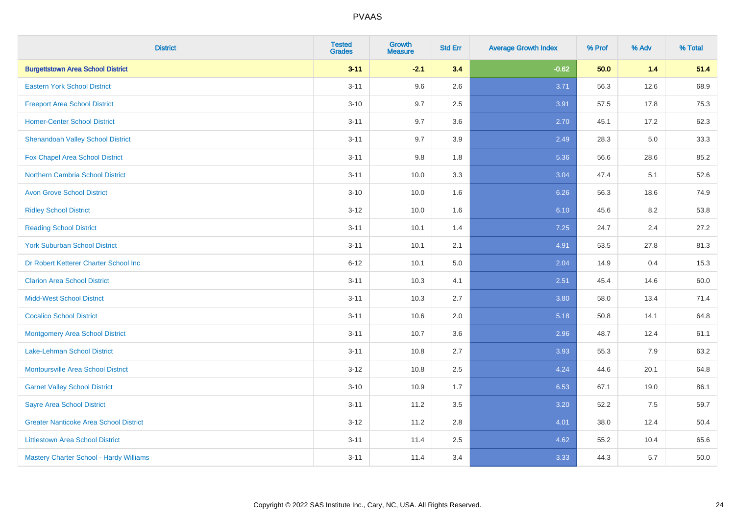PVAAS

| District | Tested Grades | Growth Measure | Std Err | Average Growth Index | % Prof | % Adv | % Total |
|---|---|---|---|---|---|---|---|
| **Burgettstown Area School District** | **3-11** | **-2.1** | **3.4** | **-0.62** | **50.0** | **1.4** | **51.4** |
| Eastern York School District | 3-11 | 9.6 | 2.6 | 3.71 | 56.3 | 12.6 | 68.9 |
| Freeport Area School District | 3-10 | 9.7 | 2.5 | 3.91 | 57.5 | 17.8 | 75.3 |
| Homer-Center School District | 3-11 | 9.7 | 3.6 | 2.70 | 45.1 | 17.2 | 62.3 |
| Shenandoah Valley School District | 3-11 | 9.7 | 3.9 | 2.49 | 28.3 | 5.0 | 33.3 |
| Fox Chapel Area School District | 3-11 | 9.8 | 1.8 | 5.36 | 56.6 | 28.6 | 85.2 |
| Northern Cambria School District | 3-11 | 10.0 | 3.3 | 3.04 | 47.4 | 5.1 | 52.6 |
| Avon Grove School District | 3-10 | 10.0 | 1.6 | 6.26 | 56.3 | 18.6 | 74.9 |
| Ridley School District | 3-12 | 10.0 | 1.6 | 6.10 | 45.6 | 8.2 | 53.8 |
| Reading School District | 3-11 | 10.1 | 1.4 | 7.25 | 24.7 | 2.4 | 27.2 |
| York Suburban School District | 3-11 | 10.1 | 2.1 | 4.91 | 53.5 | 27.8 | 81.3 |
| Dr Robert Ketterer Charter School Inc | 6-12 | 10.1 | 5.0 | 2.04 | 14.9 | 0.4 | 15.3 |
| Clarion Area School District | 3-11 | 10.3 | 4.1 | 2.51 | 45.4 | 14.6 | 60.0 |
| Midd-West School District | 3-11 | 10.3 | 2.7 | 3.80 | 58.0 | 13.4 | 71.4 |
| Cocalico School District | 3-11 | 10.6 | 2.0 | 5.18 | 50.8 | 14.1 | 64.8 |
| Montgomery Area School District | 3-11 | 10.7 | 3.6 | 2.96 | 48.7 | 12.4 | 61.1 |
| Lake-Lehman School District | 3-11 | 10.8 | 2.7 | 3.93 | 55.3 | 7.9 | 63.2 |
| Montoursville Area School District | 3-12 | 10.8 | 2.5 | 4.24 | 44.6 | 20.1 | 64.8 |
| Garnet Valley School District | 3-10 | 10.9 | 1.7 | 6.53 | 67.1 | 19.0 | 86.1 |
| Sayre Area School District | 3-11 | 11.2 | 3.5 | 3.20 | 52.2 | 7.5 | 59.7 |
| Greater Nanticoke Area School District | 3-12 | 11.2 | 2.8 | 4.01 | 38.0 | 12.4 | 50.4 |
| Littlestown Area School District | 3-11 | 11.4 | 2.5 | 4.62 | 55.2 | 10.4 | 65.6 |
| Mastery Charter School - Hardy Williams | 3-11 | 11.4 | 3.4 | 3.33 | 44.3 | 5.7 | 50.0 |

Copyright © 2022 SAS Institute Inc., Cary, NC, USA. All Rights Reserved.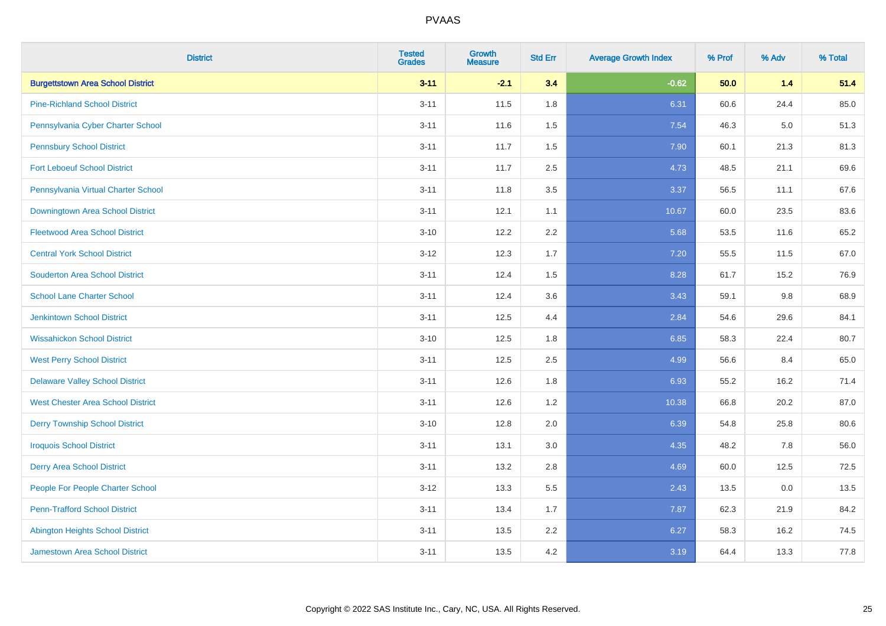# PVAAS

| District | Tested Grades | Growth Measure | Std Err | Average Growth Index | % Prof | % Adv | % Total |
|---|---|---|---|---|---|---|---|
| **Burgettstown Area School District** | **3-11** | **-2.1** | **3.4** | **-0.62** | **50.0** | **1.4** | **51.4** |
| Pine-Richland School District | 3-11 | 11.5 | 1.8 | 6.31 | 60.6 | 24.4 | 85.0 |
| Pennsylvania Cyber Charter School | 3-11 | 11.6 | 1.5 | 7.54 | 46.3 | 5.0 | 51.3 |
| Pennsbury School District | 3-11 | 11.7 | 1.5 | 7.90 | 60.1 | 21.3 | 81.3 |
| Fort Leboeuf School District | 3-11 | 11.7 | 2.5 | 4.73 | 48.5 | 21.1 | 69.6 |
| Pennsylvania Virtual Charter School | 3-11 | 11.8 | 3.5 | 3.37 | 56.5 | 11.1 | 67.6 |
| Downingtown Area School District | 3-11 | 12.1 | 1.1 | 10.67 | 60.0 | 23.5 | 83.6 |
| Fleetwood Area School District | 3-10 | 12.2 | 2.2 | 5.68 | 53.5 | 11.6 | 65.2 |
| Central York School District | 3-12 | 12.3 | 1.7 | 7.20 | 55.5 | 11.5 | 67.0 |
| Souderton Area School District | 3-11 | 12.4 | 1.5 | 8.28 | 61.7 | 15.2 | 76.9 |
| School Lane Charter School | 3-11 | 12.4 | 3.6 | 3.43 | 59.1 | 9.8 | 68.9 |
| Jenkintown School District | 3-11 | 12.5 | 4.4 | 2.84 | 54.6 | 29.6 | 84.1 |
| Wissahickon School District | 3-10 | 12.5 | 1.8 | 6.85 | 58.3 | 22.4 | 80.7 |
| West Perry School District | 3-11 | 12.5 | 2.5 | 4.99 | 56.6 | 8.4 | 65.0 |
| Delaware Valley School District | 3-11 | 12.6 | 1.8 | 6.93 | 55.2 | 16.2 | 71.4 |
| West Chester Area School District | 3-11 | 12.6 | 1.2 | 10.38 | 66.8 | 20.2 | 87.0 |
| Derry Township School District | 3-10 | 12.8 | 2.0 | 6.39 | 54.8 | 25.8 | 80.6 |
| Iroquois School District | 3-11 | 13.1 | 3.0 | 4.35 | 48.2 | 7.8 | 56.0 |
| Derry Area School District | 3-11 | 13.2 | 2.8 | 4.69 | 60.0 | 12.5 | 72.5 |
| People For People Charter School | 3-12 | 13.3 | 5.5 | 2.43 | 13.5 | 0.0 | 13.5 |
| Penn-Trafford School District | 3-11 | 13.4 | 1.7 | 7.87 | 62.3 | 21.9 | 84.2 |
| Abington Heights School District | 3-11 | 13.5 | 2.2 | 6.27 | 58.3 | 16.2 | 74.5 |
| Jamestown Area School District | 3-11 | 13.5 | 4.2 | 3.19 | 64.4 | 13.3 | 77.8 |

Copyright © 2022 SAS Institute Inc., Cary, NC, USA. All Rights Reserved.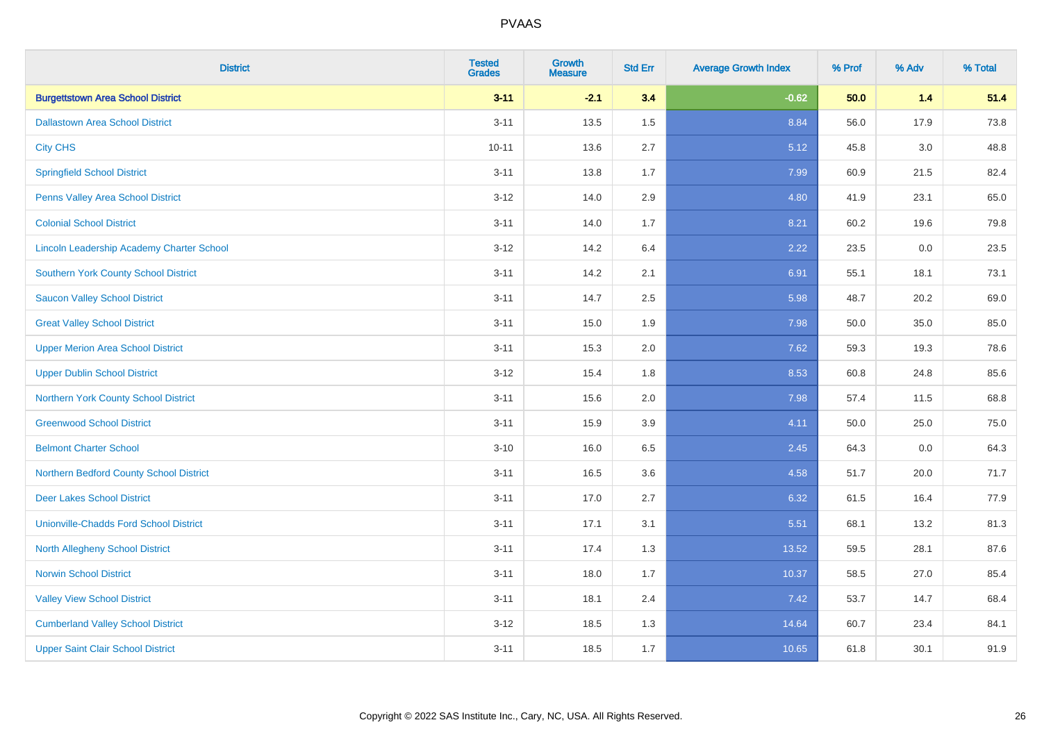# PVAAS

| District | Tested Grades | Growth Measure | Std Err | Average Growth Index | % Prof | % Adv | % Total |
|---|---|---|---|---|---|---|---|
| **Burgettstown Area School District** | **3-11** | **-2.1** | **3.4** | **-0.62** | **50.0** | **1.4** | **51.4** |
| Dallastown Area School District | 3-11 | 13.5 | 1.5 | 8.84 | 56.0 | 17.9 | 73.8 |
| City CHS | 10-11 | 13.6 | 2.7 | 5.12 | 45.8 | 3.0 | 48.8 |
| Springfield School District | 3-11 | 13.8 | 1.7 | 7.99 | 60.9 | 21.5 | 82.4 |
| Penns Valley Area School District | 3-12 | 14.0 | 2.9 | 4.80 | 41.9 | 23.1 | 65.0 |
| Colonial School District | 3-11 | 14.0 | 1.7 | 8.21 | 60.2 | 19.6 | 79.8 |
| Lincoln Leadership Academy Charter School | 3-12 | 14.2 | 6.4 | 2.22 | 23.5 | 0.0 | 23.5 |
| Southern York County School District | 3-11 | 14.2 | 2.1 | 6.91 | 55.1 | 18.1 | 73.1 |
| Saucon Valley School District | 3-11 | 14.7 | 2.5 | 5.98 | 48.7 | 20.2 | 69.0 |
| Great Valley School District | 3-11 | 15.0 | 1.9 | 7.98 | 50.0 | 35.0 | 85.0 |
| Upper Merion Area School District | 3-11 | 15.3 | 2.0 | 7.62 | 59.3 | 19.3 | 78.6 |
| Upper Dublin School District | 3-12 | 15.4 | 1.8 | 8.53 | 60.8 | 24.8 | 85.6 |
| Northern York County School District | 3-11 | 15.6 | 2.0 | 7.98 | 57.4 | 11.5 | 68.8 |
| Greenwood School District | 3-11 | 15.9 | 3.9 | 4.11 | 50.0 | 25.0 | 75.0 |
| Belmont Charter School | 3-10 | 16.0 | 6.5 | 2.45 | 64.3 | 0.0 | 64.3 |
| Northern Bedford County School District | 3-11 | 16.5 | 3.6 | 4.58 | 51.7 | 20.0 | 71.7 |
| Deer Lakes School District | 3-11 | 17.0 | 2.7 | 6.32 | 61.5 | 16.4 | 77.9 |
| Unionville-Chadds Ford School District | 3-11 | 17.1 | 3.1 | 5.51 | 68.1 | 13.2 | 81.3 |
| North Allegheny School District | 3-11 | 17.4 | 1.3 | 13.52 | 59.5 | 28.1 | 87.6 |
| Norwin School District | 3-11 | 18.0 | 1.7 | 10.37 | 58.5 | 27.0 | 85.4 |
| Valley View School District | 3-11 | 18.1 | 2.4 | 7.42 | 53.7 | 14.7 | 68.4 |
| Cumberland Valley School District | 3-12 | 18.5 | 1.3 | 14.64 | 60.7 | 23.4 | 84.1 |
| Upper Saint Clair School District | 3-11 | 18.5 | 1.7 | 10.65 | 61.8 | 30.1 | 91.9 |

Copyright © 2022 SAS Institute Inc., Cary, NC, USA. All Rights Reserved.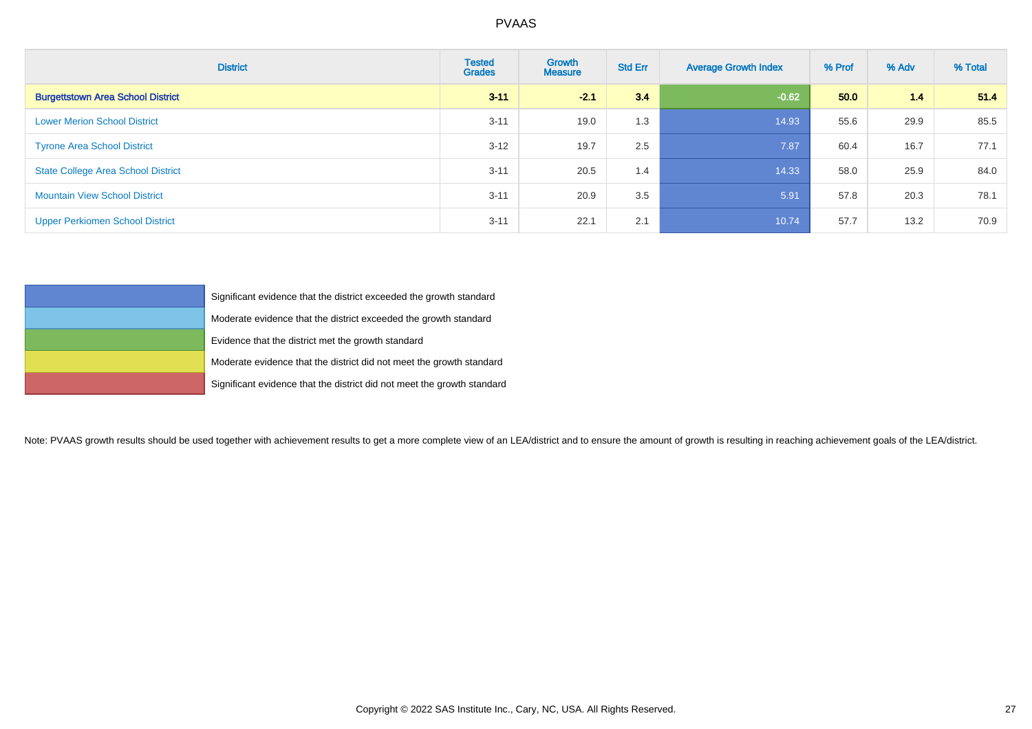PVAAS

| District | Tested Grades | Growth Measure | Std Err | Average Growth Index | % Prof | % Adv | % Total |
|---|---|---|---|---|---|---|---|
| **Burgettstown Area School District** | **3-11** | **-2.1** | **3.4** | **-0.62** | **50.0** | **1.4** | **51.4** |
| Lower Merion School District | 3-11 | 19.0 | 1.3 | 14.93 | 55.6 | 29.9 | 85.5 |
| Tyrone Area School District | 3-12 | 19.7 | 2.5 | 7.87 | 60.4 | 16.7 | 77.1 |
| State College Area School District | 3-11 | 20.5 | 1.4 | 14.33 | 58.0 | 25.9 | 84.0 |
| Mountain View School District | 3-11 | 20.9 | 3.5 | 5.91 | 57.8 | 20.3 | 78.1 |
| Upper Perkiomen School District | 3-11 | 22.1 | 2.1 | 10.74 | 57.7 | 13.2 | 70.9 |

| | |
|---|---|
| (dark blue) | Significant evidence that the district exceeded the growth standard |
| (light blue) | Moderate evidence that the district exceeded the growth standard |
| (green) | Evidence that the district met the growth standard |
| (yellow) | Moderate evidence that the district did not meet the growth standard |
| (red) | Significant evidence that the district did not meet the growth standard |

Note: PVAAS growth results should be used together with achievement results to get a more complete view of an LEA/district and to ensure the amount of growth is resulting in reaching achievement goals of the LEA/district.

Copyright © 2022 SAS Institute Inc., Cary, NC, USA. All Rights Reserved.